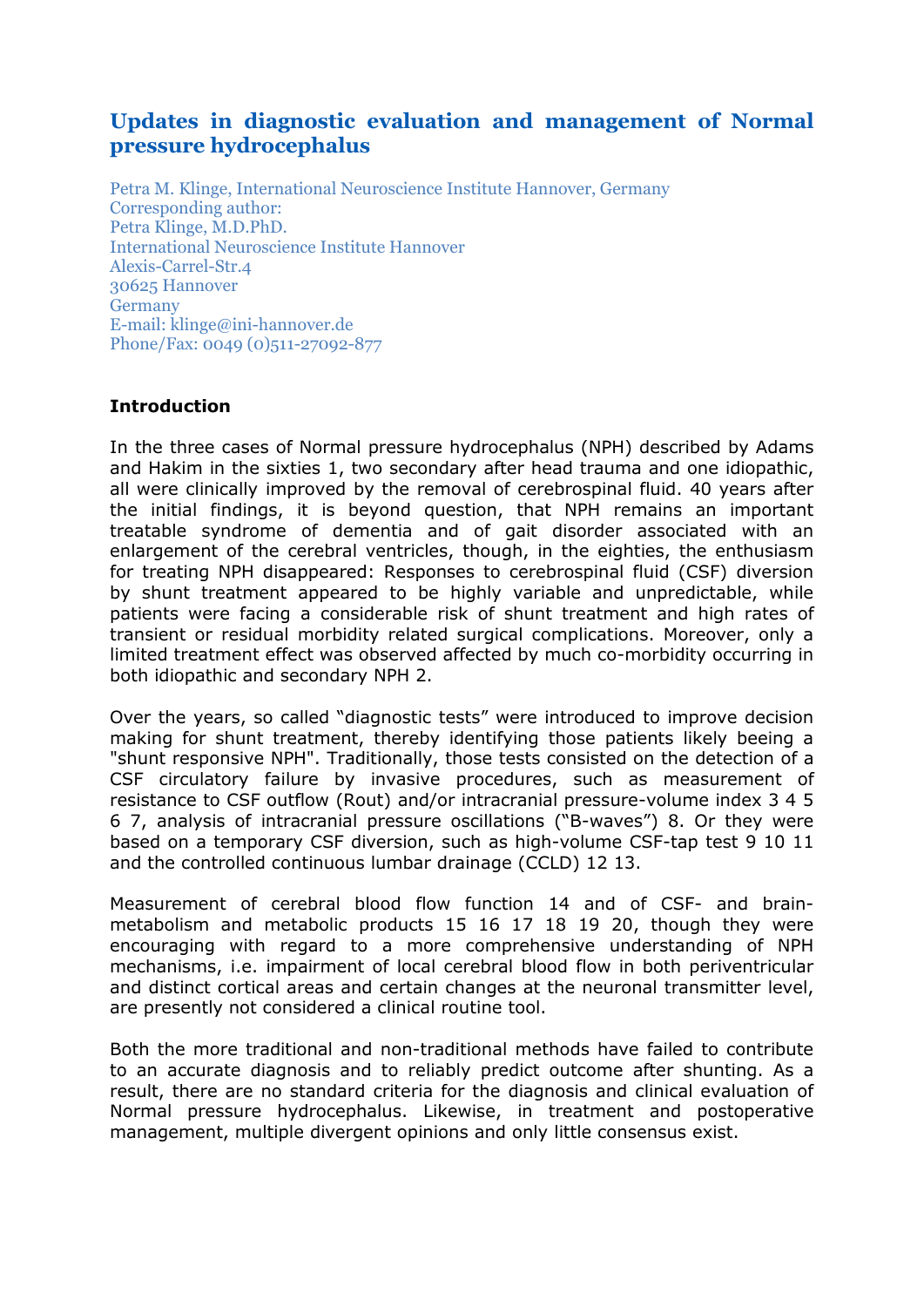# Updates in diagnostic evaluation and management of Normal pressure hydrocephalus

Petra M. Klinge, International Neuroscience Institute Hannover, Germany
Corresponding author:
Petra Klinge, M.D.PhD.
International Neuroscience Institute Hannover
Alexis-Carrel-Str.4
30625 Hannover
Germany
E-mail: klinge@ini-hannover.de
Phone/Fax: 0049 (0)511-27092-877

## Introduction

In the three cases of Normal pressure hydrocephalus (NPH) described by Adams and Hakim in the sixties 1, two secondary after head trauma and one idiopathic, all were clinically improved by the removal of cerebrospinal fluid. 40 years after the initial findings, it is beyond question, that NPH remains an important treatable syndrome of dementia and of gait disorder associated with an enlargement of the cerebral ventricles, though, in the eighties, the enthusiasm for treating NPH disappeared: Responses to cerebrospinal fluid (CSF) diversion by shunt treatment appeared to be highly variable and unpredictable, while patients were facing a considerable risk of shunt treatment and high rates of transient or residual morbidity related surgical complications. Moreover, only a limited treatment effect was observed affected by much co-morbidity occurring in both idiopathic and secondary NPH 2.

Over the years, so called "diagnostic tests" were introduced to improve decision making for shunt treatment, thereby identifying those patients likely beeing a "shunt responsive NPH". Traditionally, those tests consisted on the detection of a CSF circulatory failure by invasive procedures, such as measurement of resistance to CSF outflow (Rout) and/or intracranial pressure-volume index 3 4 5 6 7, analysis of intracranial pressure oscillations ("B-waves") 8. Or they were based on a temporary CSF diversion, such as high-volume CSF-tap test 9 10 11 and the controlled continuous lumbar drainage (CCLD) 12 13.

Measurement of cerebral blood flow function 14 and of CSF- and brain-metabolism and metabolic products 15 16 17 18 19 20, though they were encouraging with regard to a more comprehensive understanding of NPH mechanisms, i.e. impairment of local cerebral blood flow in both periventricular and distinct cortical areas and certain changes at the neuronal transmitter level, are presently not considered a clinical routine tool.

Both the more traditional and non-traditional methods have failed to contribute to an accurate diagnosis and to reliably predict outcome after shunting. As a result, there are no standard criteria for the diagnosis and clinical evaluation of Normal pressure hydrocephalus. Likewise, in treatment and postoperative management, multiple divergent opinions and only little consensus exist.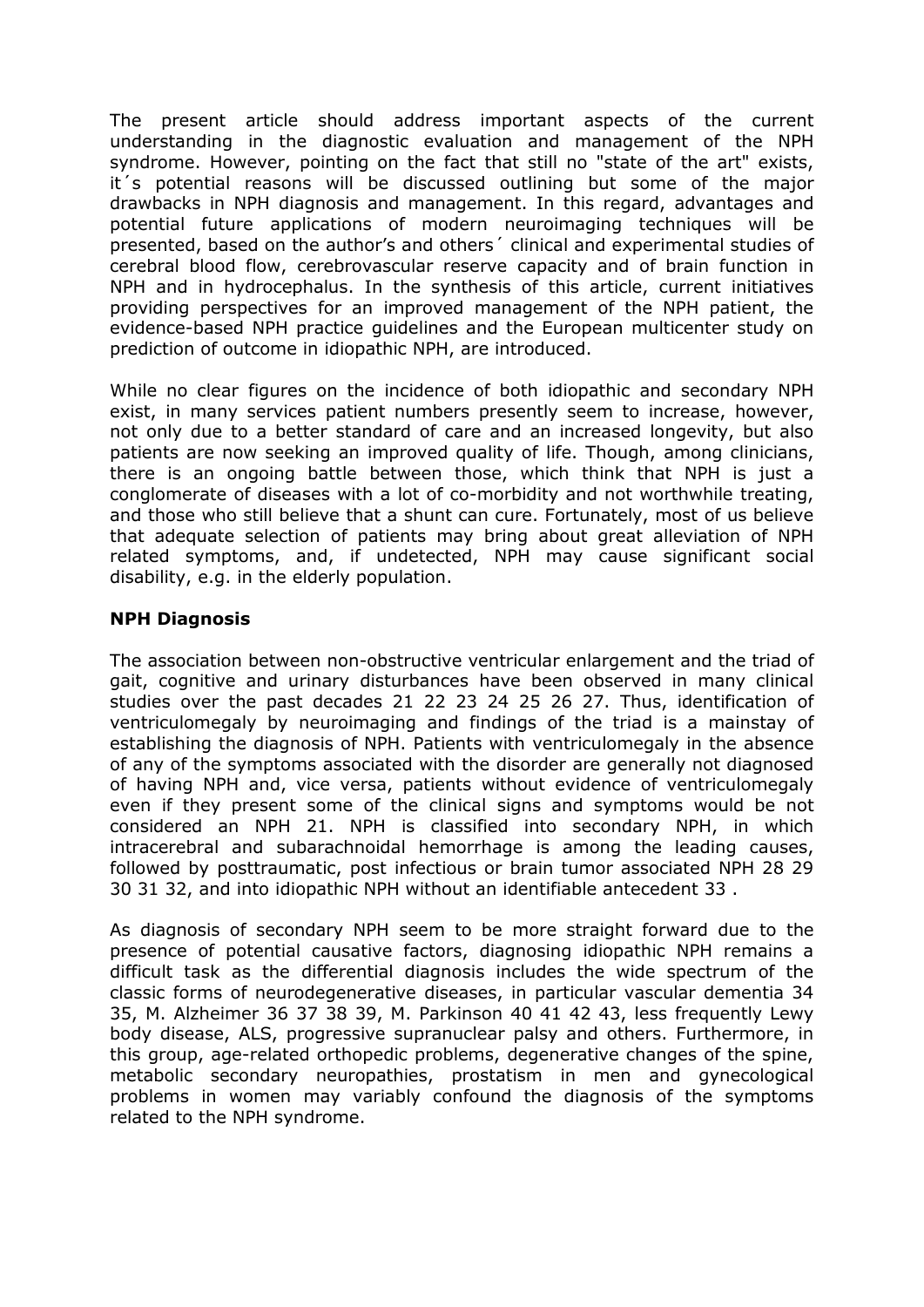The present article should address important aspects of the current understanding in the diagnostic evaluation and management of the NPH syndrome. However, pointing on the fact that still no "state of the art" exists, it´s potential reasons will be discussed outlining but some of the major drawbacks in NPH diagnosis and management. In this regard, advantages and potential future applications of modern neuroimaging techniques will be presented, based on the author's and others´ clinical and experimental studies of cerebral blood flow, cerebrovascular reserve capacity and of brain function in NPH and in hydrocephalus. In the synthesis of this article, current initiatives providing perspectives for an improved management of the NPH patient, the evidence-based NPH practice guidelines and the European multicenter study on prediction of outcome in idiopathic NPH, are introduced.

While no clear figures on the incidence of both idiopathic and secondary NPH exist, in many services patient numbers presently seem to increase, however, not only due to a better standard of care and an increased longevity, but also patients are now seeking an improved quality of life. Though, among clinicians, there is an ongoing battle between those, which think that NPH is just a conglomerate of diseases with a lot of co-morbidity and not worthwhile treating, and those who still believe that a shunt can cure. Fortunately, most of us believe that adequate selection of patients may bring about great alleviation of NPH related symptoms, and, if undetected, NPH may cause significant social disability, e.g. in the elderly population.

**NPH Diagnosis**

The association between non-obstructive ventricular enlargement and the triad of gait, cognitive and urinary disturbances have been observed in many clinical studies over the past decades 21 22 23 24 25 26 27. Thus, identification of ventriculomegaly by neuroimaging and findings of the triad is a mainstay of establishing the diagnosis of NPH. Patients with ventriculomegaly in the absence of any of the symptoms associated with the disorder are generally not diagnosed of having NPH and, vice versa, patients without evidence of ventriculomegaly even if they present some of the clinical signs and symptoms would be not considered an NPH 21. NPH is classified into secondary NPH, in which intracerebral and subarachnoidal hemorrhage is among the leading causes, followed by posttraumatic, post infectious or brain tumor associated NPH 28 29 30 31 32, and into idiopathic NPH without an identifiable antecedent 33 .

As diagnosis of secondary NPH seem to be more straight forward due to the presence of potential causative factors, diagnosing idiopathic NPH remains a difficult task as the differential diagnosis includes the wide spectrum of the classic forms of neurodegenerative diseases, in particular vascular dementia 34 35, M. Alzheimer 36 37 38 39, M. Parkinson 40 41 42 43, less frequently Lewy body disease, ALS, progressive supranuclear palsy and others. Furthermore, in this group, age-related orthopedic problems, degenerative changes of the spine, metabolic secondary neuropathies, prostatism in men and gynecological problems in women may variably confound the diagnosis of the symptoms related to the NPH syndrome.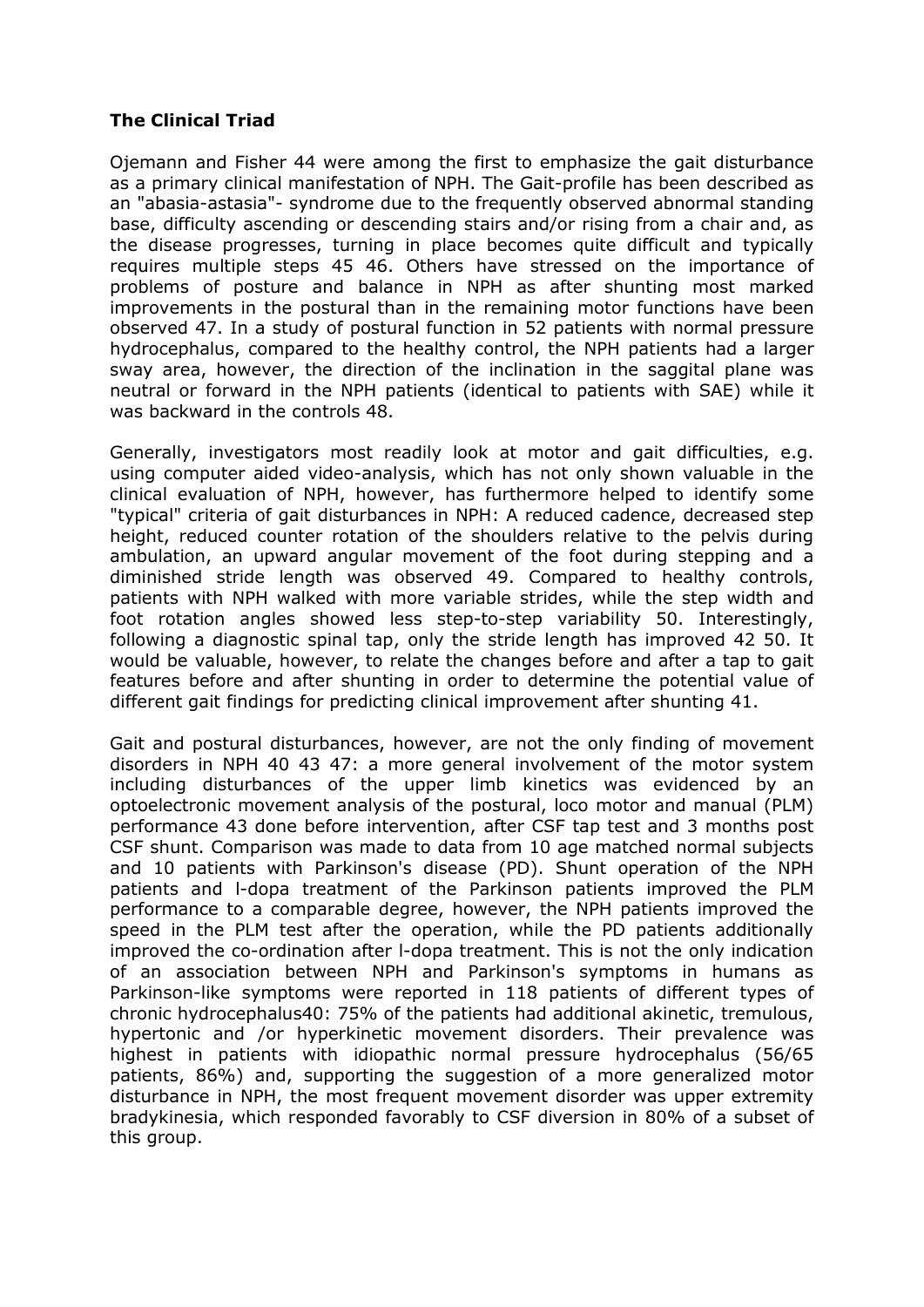**The Clinical Triad**

Ojemann and Fisher 44 were among the first to emphasize the gait disturbance as a primary clinical manifestation of NPH. The Gait-profile has been described as an "abasia-astasia"- syndrome due to the frequently observed abnormal standing base, difficulty ascending or descending stairs and/or rising from a chair and, as the disease progresses, turning in place becomes quite difficult and typically requires multiple steps 45 46. Others have stressed on the importance of problems of posture and balance in NPH as after shunting most marked improvements in the postural than in the remaining motor functions have been observed 47. In a study of postural function in 52 patients with normal pressure hydrocephalus, compared to the healthy control, the NPH patients had a larger sway area, however, the direction of the inclination in the saggital plane was neutral or forward in the NPH patients (identical to patients with SAE) while it was backward in the controls 48.

Generally, investigators most readily look at motor and gait difficulties, e.g. using computer aided video-analysis, which has not only shown valuable in the clinical evaluation of NPH, however, has furthermore helped to identify some "typical" criteria of gait disturbances in NPH: A reduced cadence, decreased step height, reduced counter rotation of the shoulders relative to the pelvis during ambulation, an upward angular movement of the foot during stepping and a diminished stride length was observed 49. Compared to healthy controls, patients with NPH walked with more variable strides, while the step width and foot rotation angles showed less step-to-step variability 50. Interestingly, following a diagnostic spinal tap, only the stride length has improved 42 50. It would be valuable, however, to relate the changes before and after a tap to gait features before and after shunting in order to determine the potential value of different gait findings for predicting clinical improvement after shunting 41.

Gait and postural disturbances, however, are not the only finding of movement disorders in NPH 40 43 47: a more general involvement of the motor system including disturbances of the upper limb kinetics was evidenced by an optoelectronic movement analysis of the postural, loco motor and manual (PLM) performance 43 done before intervention, after CSF tap test and 3 months post CSF shunt. Comparison was made to data from 10 age matched normal subjects and 10 patients with Parkinson's disease (PD). Shunt operation of the NPH patients and l-dopa treatment of the Parkinson patients improved the PLM performance to a comparable degree, however, the NPH patients improved the speed in the PLM test after the operation, while the PD patients additionally improved the co-ordination after l-dopa treatment. This is not the only indication of an association between NPH and Parkinson's symptoms in humans as Parkinson-like symptoms were reported in 118 patients of different types of chronic hydrocephalus40: 75% of the patients had additional akinetic, tremulous, hypertonic and /or hyperkinetic movement disorders. Their prevalence was highest in patients with idiopathic normal pressure hydrocephalus (56/65 patients, 86%) and, supporting the suggestion of a more generalized motor disturbance in NPH, the most frequent movement disorder was upper extremity bradykinesia, which responded favorably to CSF diversion in 80% of a subset of this group.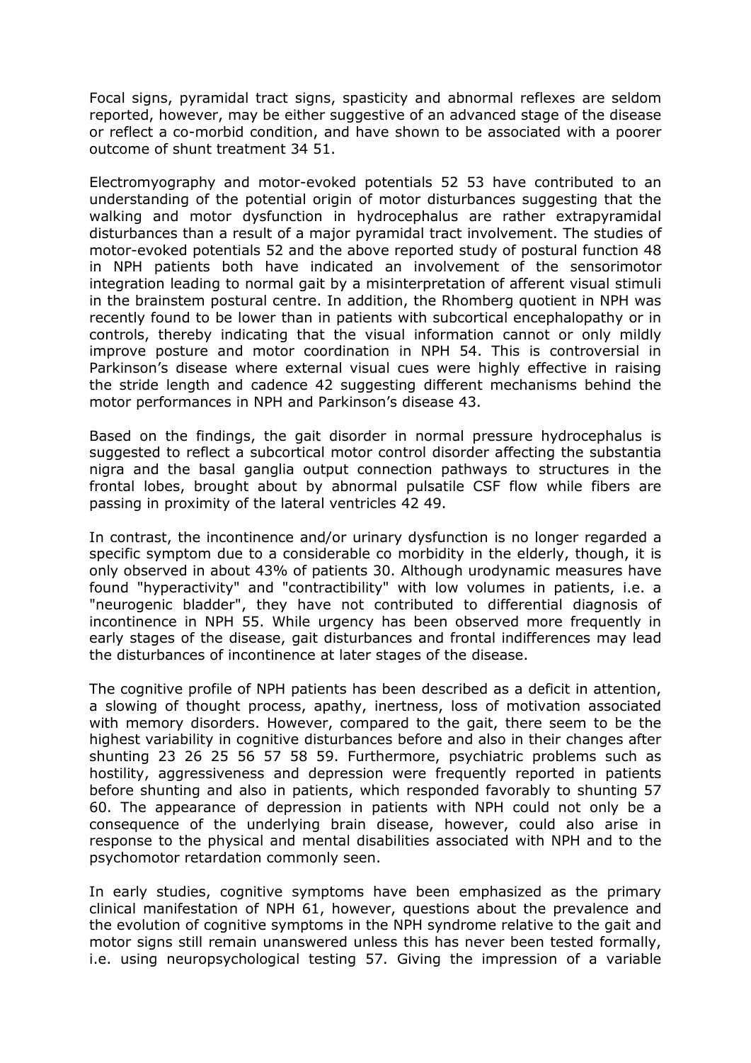Focal signs, pyramidal tract signs, spasticity and abnormal reflexes are seldom reported, however, may be either suggestive of an advanced stage of the disease or reflect a co-morbid condition, and have shown to be associated with a poorer outcome of shunt treatment 34 51.

Electromyography and motor-evoked potentials 52 53 have contributed to an understanding of the potential origin of motor disturbances suggesting that the walking and motor dysfunction in hydrocephalus are rather extrapyramidal disturbances than a result of a major pyramidal tract involvement. The studies of motor-evoked potentials 52 and the above reported study of postural function 48 in NPH patients both have indicated an involvement of the sensorimotor integration leading to normal gait by a misinterpretation of afferent visual stimuli in the brainstem postural centre. In addition, the Rhomberg quotient in NPH was recently found to be lower than in patients with subcortical encephalopathy or in controls, thereby indicating that the visual information cannot or only mildly improve posture and motor coordination in NPH 54. This is controversial in Parkinson's disease where external visual cues were highly effective in raising the stride length and cadence 42 suggesting different mechanisms behind the motor performances in NPH and Parkinson's disease 43.

Based on the findings, the gait disorder in normal pressure hydrocephalus is suggested to reflect a subcortical motor control disorder affecting the substantia nigra and the basal ganglia output connection pathways to structures in the frontal lobes, brought about by abnormal pulsatile CSF flow while fibers are passing in proximity of the lateral ventricles 42 49.

In contrast, the incontinence and/or urinary dysfunction is no longer regarded a specific symptom due to a considerable co morbidity in the elderly, though, it is only observed in about 43% of patients 30. Although urodynamic measures have found "hyperactivity" and "contractibility" with low volumes in patients, i.e. a "neurogenic bladder", they have not contributed to differential diagnosis of incontinence in NPH 55. While urgency has been observed more frequently in early stages of the disease, gait disturbances and frontal indifferences may lead the disturbances of incontinence at later stages of the disease.

The cognitive profile of NPH patients has been described as a deficit in attention, a slowing of thought process, apathy, inertness, loss of motivation associated with memory disorders. However, compared to the gait, there seem to be the highest variability in cognitive disturbances before and also in their changes after shunting 23 26 25 56 57 58 59. Furthermore, psychiatric problems such as hostility, aggressiveness and depression were frequently reported in patients before shunting and also in patients, which responded favorably to shunting 57 60. The appearance of depression in patients with NPH could not only be a consequence of the underlying brain disease, however, could also arise in response to the physical and mental disabilities associated with NPH and to the psychomotor retardation commonly seen.

In early studies, cognitive symptoms have been emphasized as the primary clinical manifestation of NPH 61, however, questions about the prevalence and the evolution of cognitive symptoms in the NPH syndrome relative to the gait and motor signs still remain unanswered unless this has never been tested formally, i.e. using neuropsychological testing 57. Giving the impression of a variable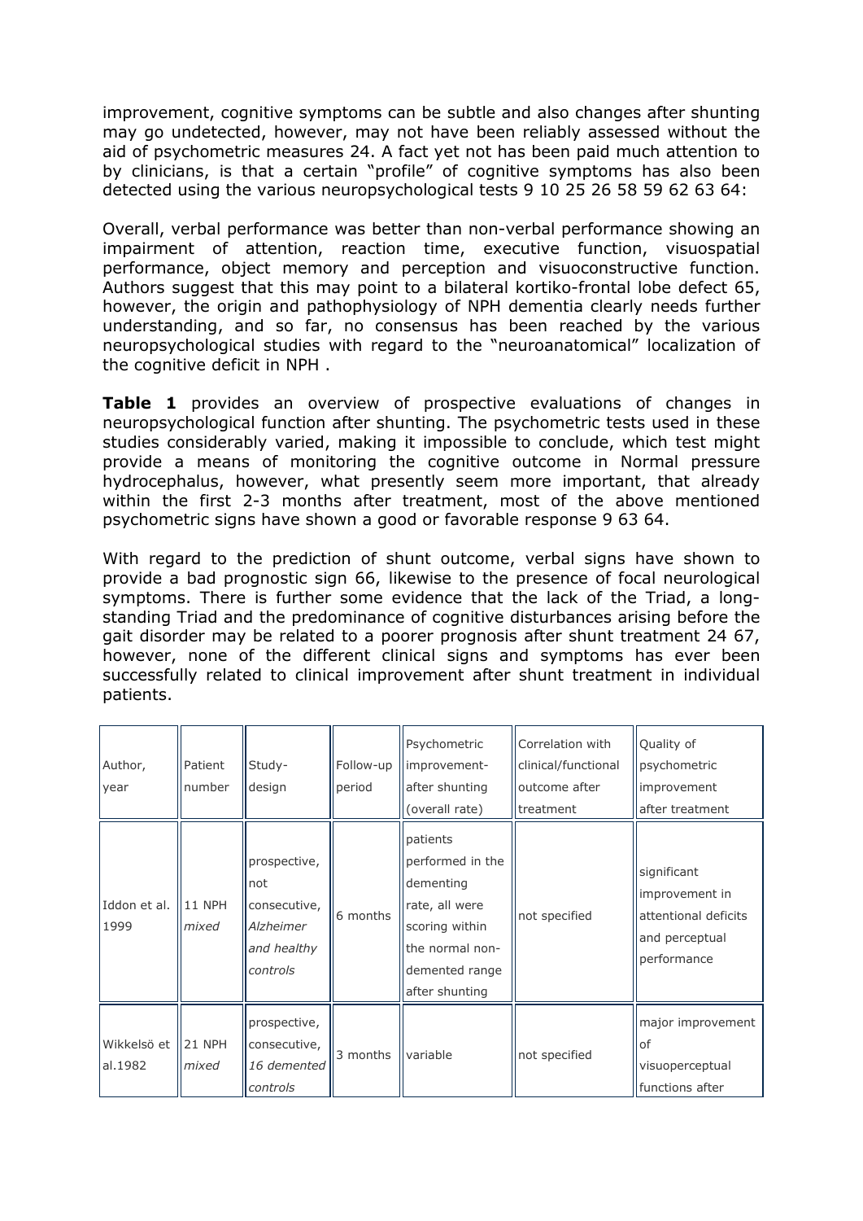improvement, cognitive symptoms can be subtle and also changes after shunting may go undetected, however, may not have been reliably assessed without the aid of psychometric measures 24. A fact yet not has been paid much attention to by clinicians, is that a certain "profile" of cognitive symptoms has also been detected using the various neuropsychological tests 9 10 25 26 58 59 62 63 64:

Overall, verbal performance was better than non-verbal performance showing an impairment of attention, reaction time, executive function, visuospatial performance, object memory and perception and visuoconstructive function. Authors suggest that this may point to a bilateral kortiko-frontal lobe defect 65, however, the origin and pathophysiology of NPH dementia clearly needs further understanding, and so far, no consensus has been reached by the various neuropsychological studies with regard to the "neuroanatomical" localization of the cognitive deficit in NPH .

**Table 1** provides an overview of prospective evaluations of changes in neuropsychological function after shunting. The psychometric tests used in these studies considerably varied, making it impossible to conclude, which test might provide a means of monitoring the cognitive outcome in Normal pressure hydrocephalus, however, what presently seem more important, that already within the first 2-3 months after treatment, most of the above mentioned psychometric signs have shown a good or favorable response 9 63 64.

With regard to the prediction of shunt outcome, verbal signs have shown to provide a bad prognostic sign 66, likewise to the presence of focal neurological symptoms. There is further some evidence that the lack of the Triad, a long-standing Triad and the predominance of cognitive disturbances arising before the gait disorder may be related to a poorer prognosis after shunt treatment 24 67, however, none of the different clinical signs and symptoms has ever been successfully related to clinical improvement after shunt treatment in individual patients.

| Author, year | Patient number | Study-design | Follow-up period | Psychometric improvement-after shunting (overall rate) | Correlation with clinical/functional outcome after treatment | Quality of psychometric improvement after treatment |
|---|---|---|---|---|---|---|
| Iddon et al. 1999 | 11 NPH *mixed* | prospective, not consecutive, *Alzheimer and healthy controls* | 6 months | patients performed in the dementing rate, all were scoring within the normal non-demented range after shunting | not specified | significant improvement in attentional deficits and perceptual performance |
| Wikkelsö et al.1982 | 21 NPH *mixed* | prospective, consecutive, *16 demented controls* | 3 months | variable | not specified | major improvement of visuoperceptual functions after |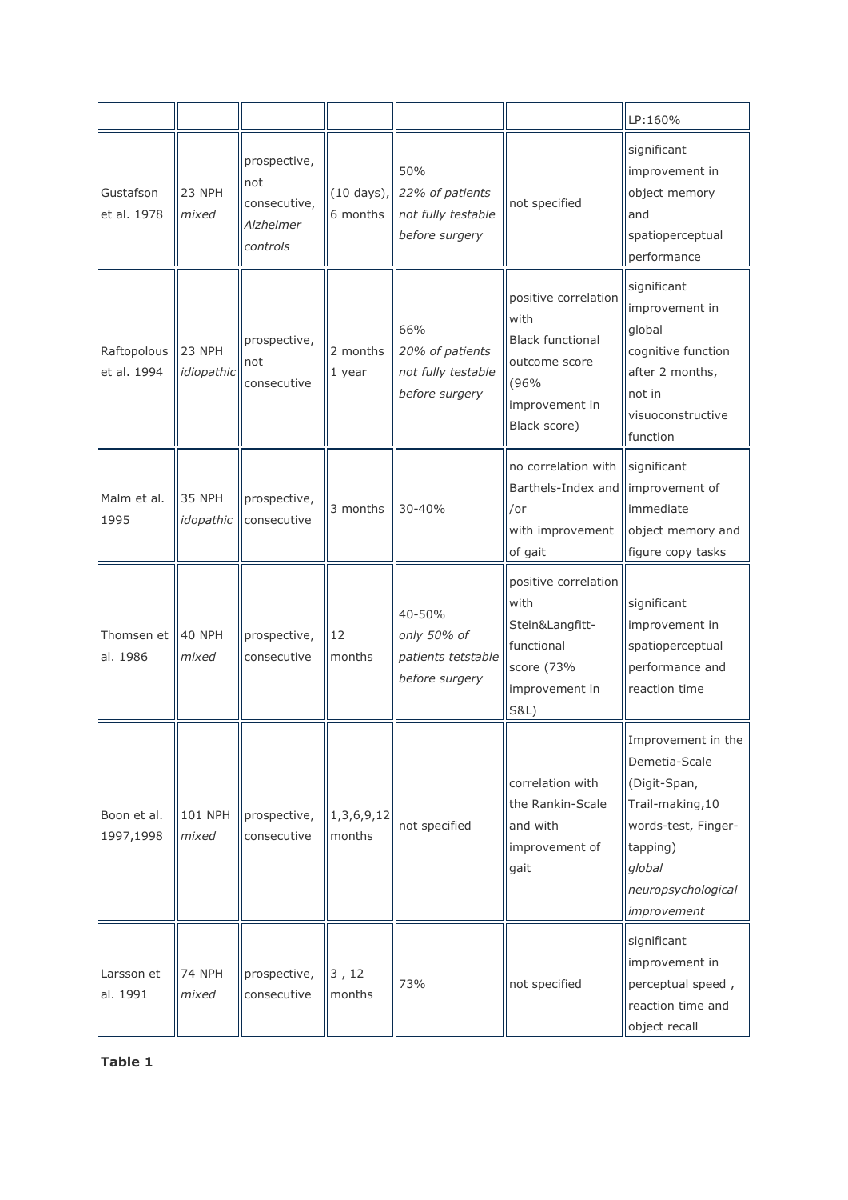| | | | | | | |
|---|---|---|---|---|---|---|
| | | | | | | LP:160% |
| Gustafson et al. 1978 | 23 NPH *mixed* | prospective, not consecutive, *Alzheimer controls* | (10 days), 6 months | 50% *22% of patients not fully testable before surgery* | not specified | significant improvement in object memory and spatioperceptual performance |
| Raftopolous et al. 1994 | 23 NPH *idiopathic* | prospective, not consecutive | 2 months 1 year | 66% *20% of patients not fully testable before surgery* | positive correlation with Black functional outcome score (96% improvement in Black score) | significant improvement in global cognitive function after 2 months, not in visuoconstructive function |
| Malm et al. 1995 | 35 NPH *idopathic* | prospective, consecutive | 3 months | 30-40% | no correlation with Barthels-Index and /or with improvement of gait | significant improvement of immediate object memory and figure copy tasks |
| Thomsen et al. 1986 | 40 NPH *mixed* | prospective, consecutive | 12 months | 40-50% *only 50% of patients tetstable before surgery* | positive correlation with Stein&Langfitt-functional score (73% improvement in S&L) | significant improvement in spatioperceptual performance and reaction time |
| Boon et al. 1997,1998 | 101 NPH *mixed* | prospective, consecutive | 1,3,6,9,12 months | not specified | correlation with the Rankin-Scale and with improvement of gait | Improvement in the Demetia-Scale (Digit-Span, Trail-making,10 words-test, Finger-tapping) *global neuropsychological improvement* |
| Larsson et al. 1991 | 74 NPH *mixed* | prospective, consecutive | 3 , 12 months | 73% | not specified | significant improvement in perceptual speed , reaction time and object recall |

**Table 1**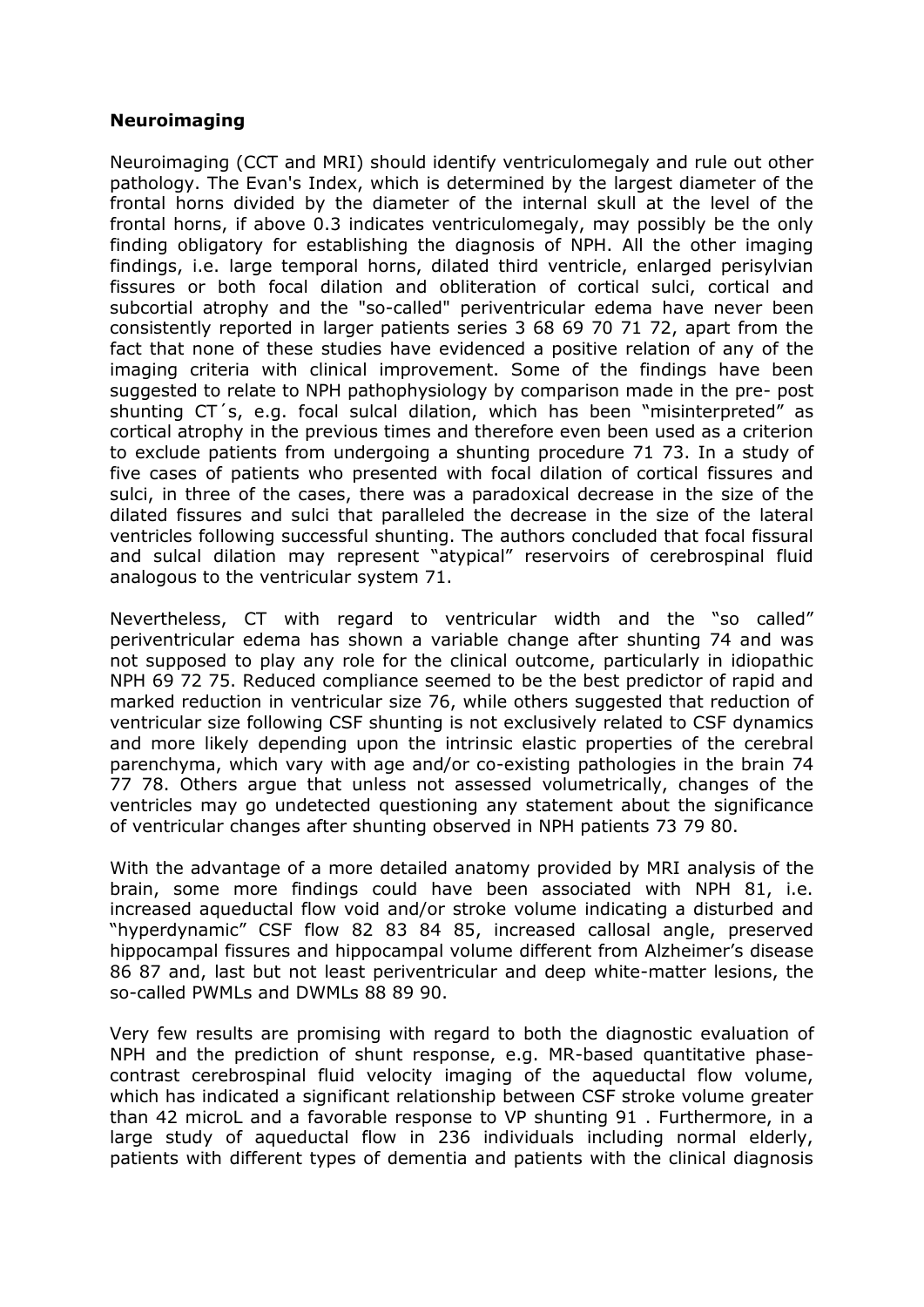**Neuroimaging**

Neuroimaging (CCT and MRI) should identify ventriculomegaly and rule out other pathology. The Evan's Index, which is determined by the largest diameter of the frontal horns divided by the diameter of the internal skull at the level of the frontal horns, if above 0.3 indicates ventriculomegaly, may possibly be the only finding obligatory for establishing the diagnosis of NPH. All the other imaging findings, i.e. large temporal horns, dilated third ventricle, enlarged perisylvian fissures or both focal dilation and obliteration of cortical sulci, cortical and subcortial atrophy and the "so-called" periventricular edema have never been consistently reported in larger patients series 3 68 69 70 71 72, apart from the fact that none of these studies have evidenced a positive relation of any of the imaging criteria with clinical improvement. Some of the findings have been suggested to relate to NPH pathophysiology by comparison made in the pre- post shunting CT´s, e.g. focal sulcal dilation, which has been "misinterpreted" as cortical atrophy in the previous times and therefore even been used as a criterion to exclude patients from undergoing a shunting procedure 71 73. In a study of five cases of patients who presented with focal dilation of cortical fissures and sulci, in three of the cases, there was a paradoxical decrease in the size of the dilated fissures and sulci that paralleled the decrease in the size of the lateral ventricles following successful shunting. The authors concluded that focal fissural and sulcal dilation may represent "atypical" reservoirs of cerebrospinal fluid analogous to the ventricular system 71.

Nevertheless, CT with regard to ventricular width and the "so called" periventricular edema has shown a variable change after shunting 74 and was not supposed to play any role for the clinical outcome, particularly in idiopathic NPH 69 72 75. Reduced compliance seemed to be the best predictor of rapid and marked reduction in ventricular size 76, while others suggested that reduction of ventricular size following CSF shunting is not exclusively related to CSF dynamics and more likely depending upon the intrinsic elastic properties of the cerebral parenchyma, which vary with age and/or co-existing pathologies in the brain 74 77 78. Others argue that unless not assessed volumetrically, changes of the ventricles may go undetected questioning any statement about the significance of ventricular changes after shunting observed in NPH patients 73 79 80.

With the advantage of a more detailed anatomy provided by MRI analysis of the brain, some more findings could have been associated with NPH 81, i.e. increased aqueductal flow void and/or stroke volume indicating a disturbed and "hyperdynamic" CSF flow 82 83 84 85, increased callosal angle, preserved hippocampal fissures and hippocampal volume different from Alzheimer's disease 86 87 and, last but not least periventricular and deep white-matter lesions, the so-called PWMLs and DWMLs 88 89 90.

Very few results are promising with regard to both the diagnostic evaluation of NPH and the prediction of shunt response, e.g. MR-based quantitative phase-contrast cerebrospinal fluid velocity imaging of the aqueductal flow volume, which has indicated a significant relationship between CSF stroke volume greater than 42 microL and a favorable response to VP shunting 91 . Furthermore, in a large study of aqueductal flow in 236 individuals including normal elderly, patients with different types of dementia and patients with the clinical diagnosis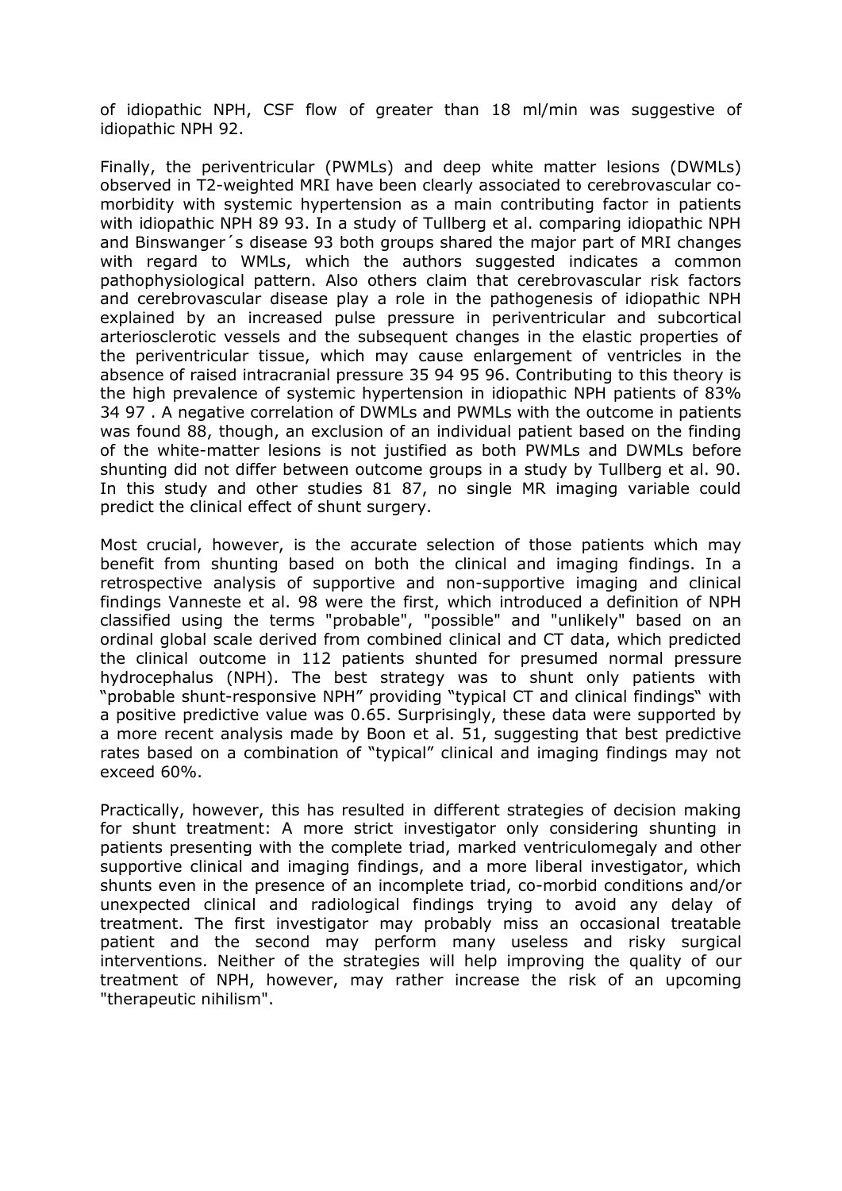of idiopathic NPH, CSF flow of greater than 18 ml/min was suggestive of idiopathic NPH 92.

Finally, the periventricular (PWMLs) and deep white matter lesions (DWMLs) observed in T2-weighted MRI have been clearly associated to cerebrovascular co-morbidity with systemic hypertension as a main contributing factor in patients with idiopathic NPH 89 93. In a study of Tullberg et al. comparing idiopathic NPH and Binswanger´s disease 93 both groups shared the major part of MRI changes with regard to WMLs, which the authors suggested indicates a common pathophysiological pattern. Also others claim that cerebrovascular risk factors and cerebrovascular disease play a role in the pathogenesis of idiopathic NPH explained by an increased pulse pressure in periventricular and subcortical arteriosclerotic vessels and the subsequent changes in the elastic properties of the periventricular tissue, which may cause enlargement of ventricles in the absence of raised intracranial pressure 35 94 95 96. Contributing to this theory is the high prevalence of systemic hypertension in idiopathic NPH patients of 83% 34 97 . A negative correlation of DWMLs and PWMLs with the outcome in patients was found 88, though, an exclusion of an individual patient based on the finding of the white-matter lesions is not justified as both PWMLs and DWMLs before shunting did not differ between outcome groups in a study by Tullberg et al. 90. In this study and other studies 81 87, no single MR imaging variable could predict the clinical effect of shunt surgery.

Most crucial, however, is the accurate selection of those patients which may benefit from shunting based on both the clinical and imaging findings. In a retrospective analysis of supportive and non-supportive imaging and clinical findings Vanneste et al. 98 were the first, which introduced a definition of NPH classified using the terms "probable", "possible" and "unlikely" based on an ordinal global scale derived from combined clinical and CT data, which predicted the clinical outcome in 112 patients shunted for presumed normal pressure hydrocephalus (NPH). The best strategy was to shunt only patients with "probable shunt-responsive NPH" providing "typical CT and clinical findings" with a positive predictive value was 0.65. Surprisingly, these data were supported by a more recent analysis made by Boon et al. 51, suggesting that best predictive rates based on a combination of "typical" clinical and imaging findings may not exceed 60%.

Practically, however, this has resulted in different strategies of decision making for shunt treatment: A more strict investigator only considering shunting in patients presenting with the complete triad, marked ventriculomegaly and other supportive clinical and imaging findings, and a more liberal investigator, which shunts even in the presence of an incomplete triad, co-morbid conditions and/or unexpected clinical and radiological findings trying to avoid any delay of treatment. The first investigator may probably miss an occasional treatable patient and the second may perform many useless and risky surgical interventions. Neither of the strategies will help improving the quality of our treatment of NPH, however, may rather increase the risk of an upcoming "therapeutic nihilism".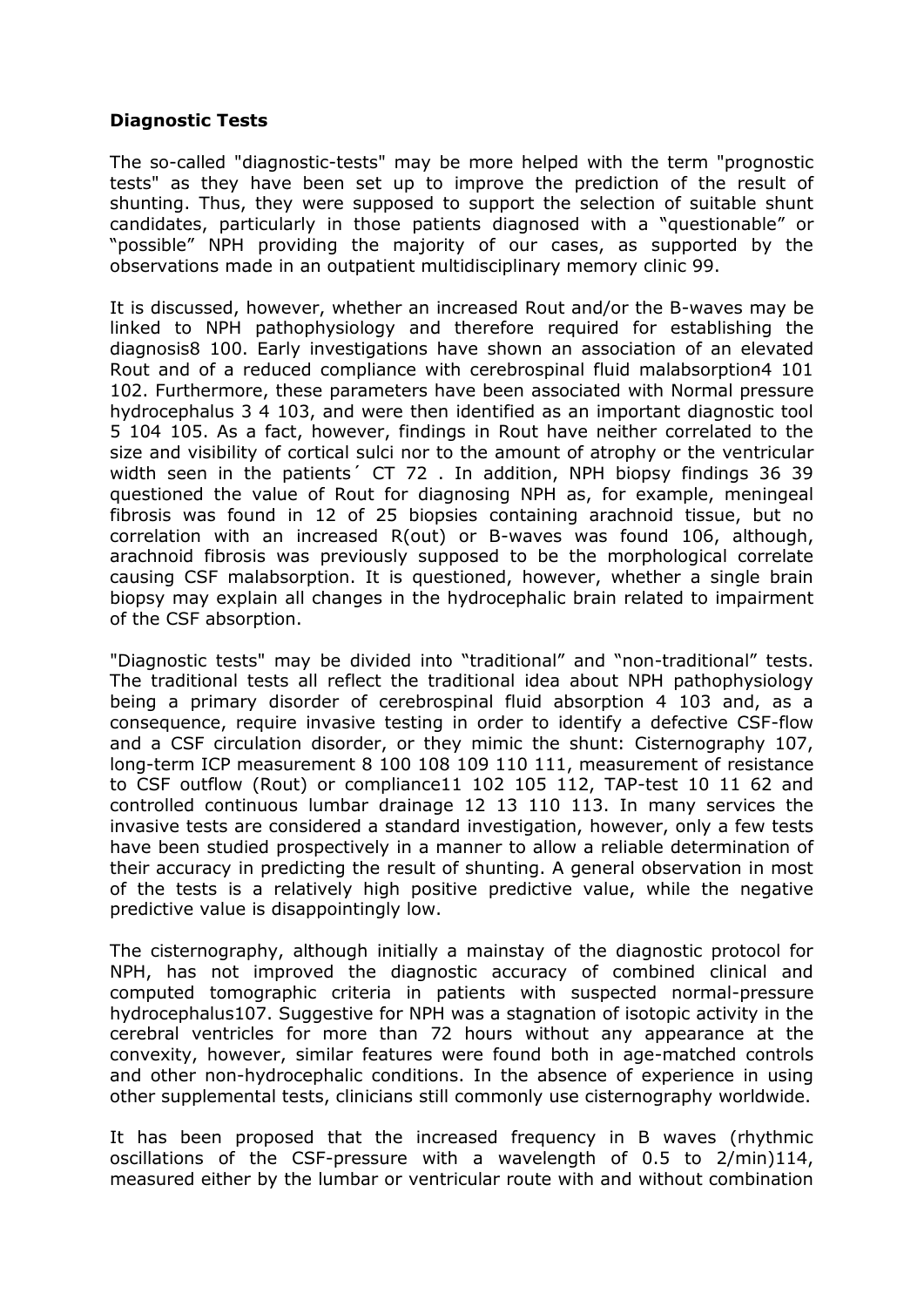**Diagnostic Tests**

The so-called "diagnostic-tests" may be more helped with the term "prognostic tests" as they have been set up to improve the prediction of the result of shunting. Thus, they were supposed to support the selection of suitable shunt candidates, particularly in those patients diagnosed with a "questionable" or "possible" NPH providing the majority of our cases, as supported by the observations made in an outpatient multidisciplinary memory clinic 99.

It is discussed, however, whether an increased Rout and/or the B-waves may be linked to NPH pathophysiology and therefore required for establishing the diagnosis8 100. Early investigations have shown an association of an elevated Rout and of a reduced compliance with cerebrospinal fluid malabsorption4 101 102. Furthermore, these parameters have been associated with Normal pressure hydrocephalus 3 4 103, and were then identified as an important diagnostic tool 5 104 105. As a fact, however, findings in Rout have neither correlated to the size and visibility of cortical sulci nor to the amount of atrophy or the ventricular width seen in the patients´ CT 72 . In addition, NPH biopsy findings 36 39 questioned the value of Rout for diagnosing NPH as, for example, meningeal fibrosis was found in 12 of 25 biopsies containing arachnoid tissue, but no correlation with an increased R(out) or B-waves was found 106, although, arachnoid fibrosis was previously supposed to be the morphological correlate causing CSF malabsorption. It is questioned, however, whether a single brain biopsy may explain all changes in the hydrocephalic brain related to impairment of the CSF absorption.

"Diagnostic tests" may be divided into "traditional" and "non-traditional" tests. The traditional tests all reflect the traditional idea about NPH pathophysiology being a primary disorder of cerebrospinal fluid absorption 4 103 and, as a consequence, require invasive testing in order to identify a defective CSF-flow and a CSF circulation disorder, or they mimic the shunt: Cisternography 107, long-term ICP measurement 8 100 108 109 110 111, measurement of resistance to CSF outflow (Rout) or compliance11 102 105 112, TAP-test 10 11 62 and controlled continuous lumbar drainage 12 13 110 113. In many services the invasive tests are considered a standard investigation, however, only a few tests have been studied prospectively in a manner to allow a reliable determination of their accuracy in predicting the result of shunting. A general observation in most of the tests is a relatively high positive predictive value, while the negative predictive value is disappointingly low.

The cisternography, although initially a mainstay of the diagnostic protocol for NPH, has not improved the diagnostic accuracy of combined clinical and computed tomographic criteria in patients with suspected normal-pressure hydrocephalus107. Suggestive for NPH was a stagnation of isotopic activity in the cerebral ventricles for more than 72 hours without any appearance at the convexity, however, similar features were found both in age-matched controls and other non-hydrocephalic conditions. In the absence of experience in using other supplemental tests, clinicians still commonly use cisternography worldwide.

It has been proposed that the increased frequency in B waves (rhythmic oscillations of the CSF-pressure with a wavelength of 0.5 to 2/min)114, measured either by the lumbar or ventricular route with and without combination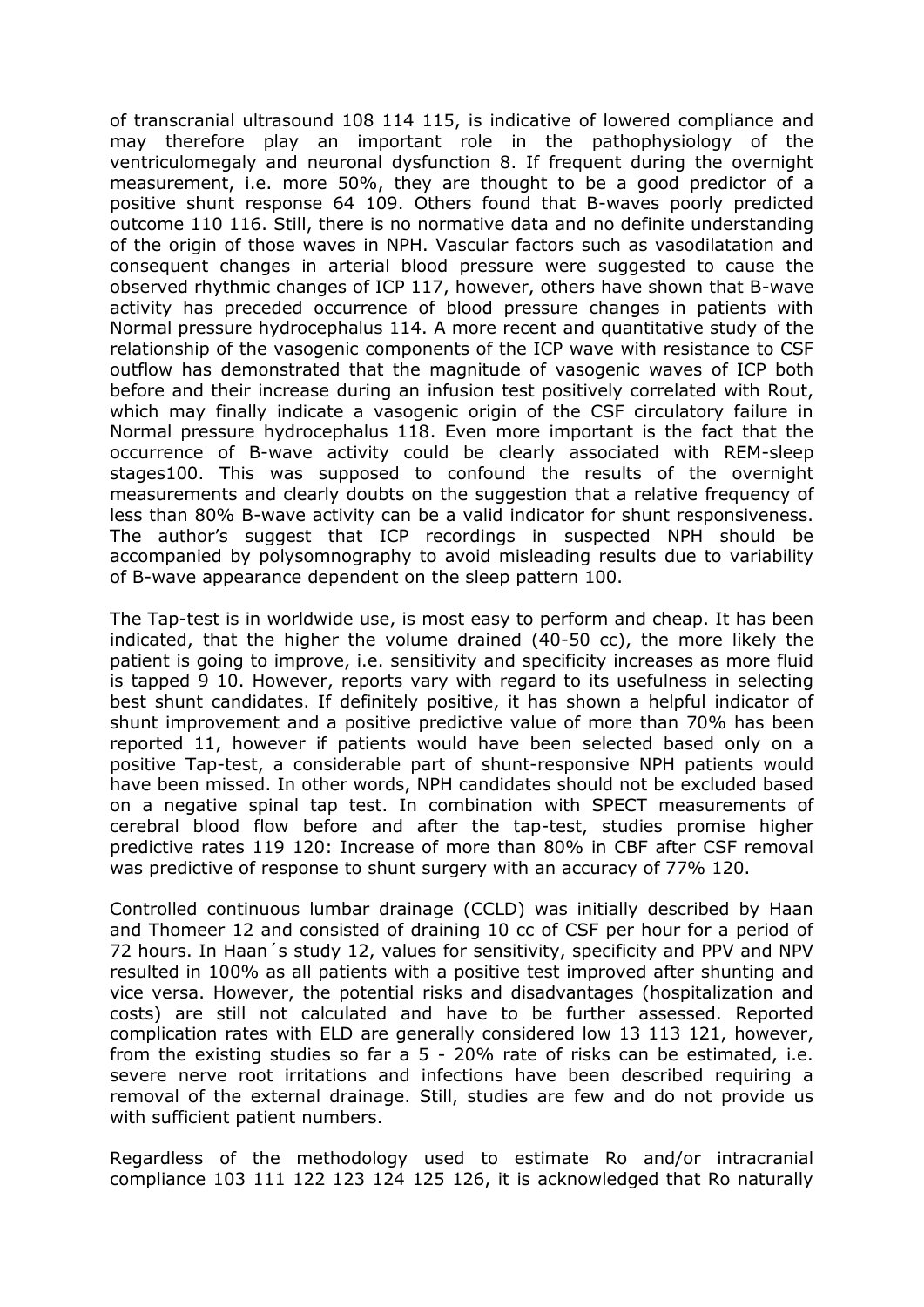of transcranial ultrasound 108 114 115, is indicative of lowered compliance and may therefore play an important role in the pathophysiology of the ventriculomegaly and neuronal dysfunction 8. If frequent during the overnight measurement, i.e. more 50%, they are thought to be a good predictor of a positive shunt response 64 109. Others found that B-waves poorly predicted outcome 110 116. Still, there is no normative data and no definite understanding of the origin of those waves in NPH. Vascular factors such as vasodilatation and consequent changes in arterial blood pressure were suggested to cause the observed rhythmic changes of ICP 117, however, others have shown that B-wave activity has preceded occurrence of blood pressure changes in patients with Normal pressure hydrocephalus 114. A more recent and quantitative study of the relationship of the vasogenic components of the ICP wave with resistance to CSF outflow has demonstrated that the magnitude of vasogenic waves of ICP both before and their increase during an infusion test positively correlated with Rout, which may finally indicate a vasogenic origin of the CSF circulatory failure in Normal pressure hydrocephalus 118. Even more important is the fact that the occurrence of B-wave activity could be clearly associated with REM-sleep stages100. This was supposed to confound the results of the overnight measurements and clearly doubts on the suggestion that a relative frequency of less than 80% B-wave activity can be a valid indicator for shunt responsiveness. The author's suggest that ICP recordings in suspected NPH should be accompanied by polysomnography to avoid misleading results due to variability of B-wave appearance dependent on the sleep pattern 100.

The Tap-test is in worldwide use, is most easy to perform and cheap. It has been indicated, that the higher the volume drained (40-50 cc), the more likely the patient is going to improve, i.e. sensitivity and specificity increases as more fluid is tapped 9 10. However, reports vary with regard to its usefulness in selecting best shunt candidates. If definitely positive, it has shown a helpful indicator of shunt improvement and a positive predictive value of more than 70% has been reported 11, however if patients would have been selected based only on a positive Tap-test, a considerable part of shunt-responsive NPH patients would have been missed. In other words, NPH candidates should not be excluded based on a negative spinal tap test. In combination with SPECT measurements of cerebral blood flow before and after the tap-test, studies promise higher predictive rates 119 120: Increase of more than 80% in CBF after CSF removal was predictive of response to shunt surgery with an accuracy of 77% 120.

Controlled continuous lumbar drainage (CCLD) was initially described by Haan and Thomeer 12 and consisted of draining 10 cc of CSF per hour for a period of 72 hours. In Haan´s study 12, values for sensitivity, specificity and PPV and NPV resulted in 100% as all patients with a positive test improved after shunting and vice versa. However, the potential risks and disadvantages (hospitalization and costs) are still not calculated and have to be further assessed. Reported complication rates with ELD are generally considered low 13 113 121, however, from the existing studies so far a 5 - 20% rate of risks can be estimated, i.e. severe nerve root irritations and infections have been described requiring a removal of the external drainage. Still, studies are few and do not provide us with sufficient patient numbers.

Regardless of the methodology used to estimate Ro and/or intracranial compliance 103 111 122 123 124 125 126, it is acknowledged that Ro naturally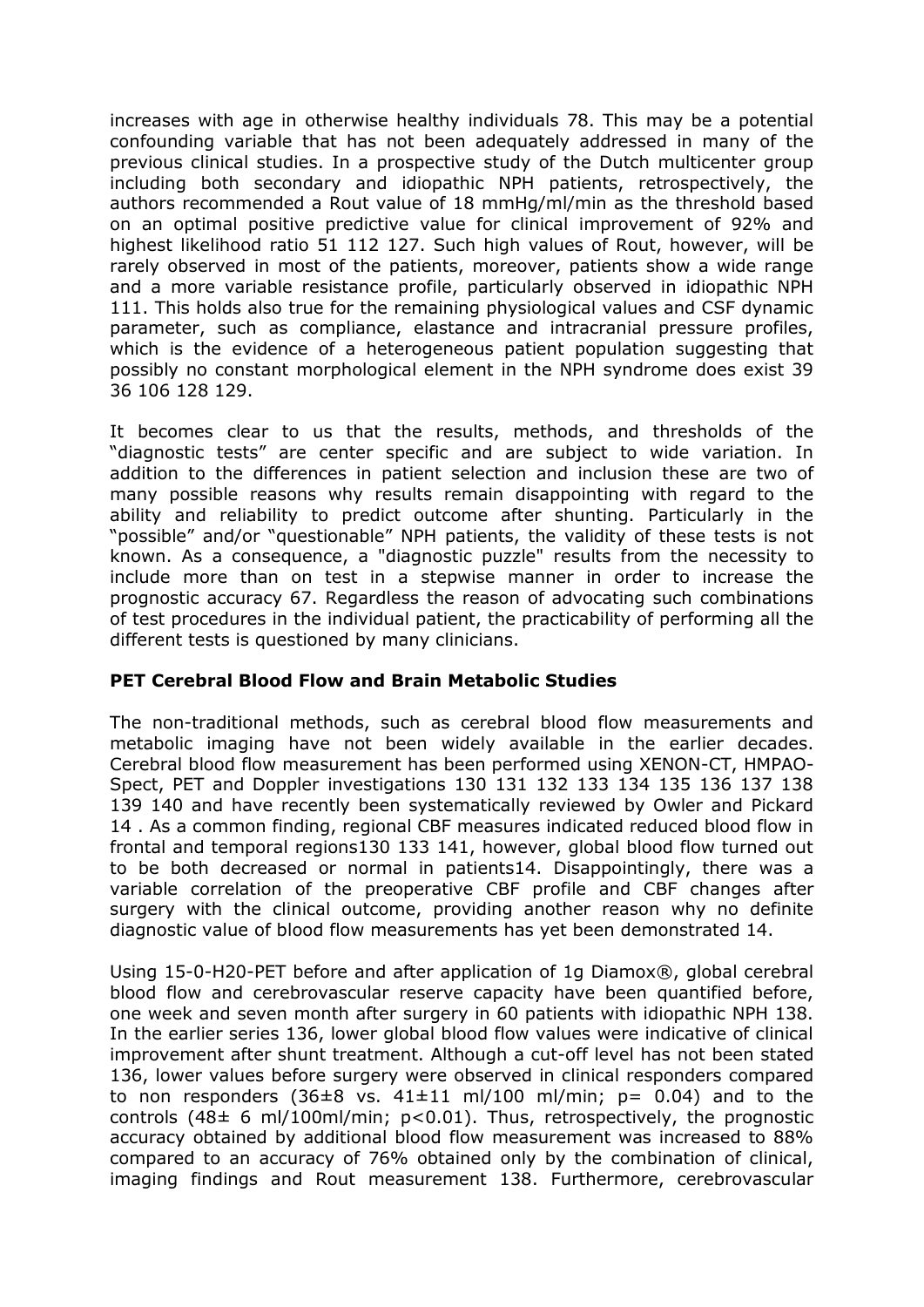increases with age in otherwise healthy individuals 78. This may be a potential confounding variable that has not been adequately addressed in many of the previous clinical studies. In a prospective study of the Dutch multicenter group including both secondary and idiopathic NPH patients, retrospectively, the authors recommended a Rout value of 18 mmHg/ml/min as the threshold based on an optimal positive predictive value for clinical improvement of 92% and highest likelihood ratio 51 112 127. Such high values of Rout, however, will be rarely observed in most of the patients, moreover, patients show a wide range and a more variable resistance profile, particularly observed in idiopathic NPH 111. This holds also true for the remaining physiological values and CSF dynamic parameter, such as compliance, elastance and intracranial pressure profiles, which is the evidence of a heterogeneous patient population suggesting that possibly no constant morphological element in the NPH syndrome does exist 39 36 106 128 129.

It becomes clear to us that the results, methods, and thresholds of the "diagnostic tests" are center specific and are subject to wide variation. In addition to the differences in patient selection and inclusion these are two of many possible reasons why results remain disappointing with regard to the ability and reliability to predict outcome after shunting. Particularly in the "possible" and/or "questionable" NPH patients, the validity of these tests is not known. As a consequence, a "diagnostic puzzle" results from the necessity to include more than on test in a stepwise manner in order to increase the prognostic accuracy 67. Regardless the reason of advocating such combinations of test procedures in the individual patient, the practicability of performing all the different tests is questioned by many clinicians.

**PET Cerebral Blood Flow and Brain Metabolic Studies**

The non-traditional methods, such as cerebral blood flow measurements and metabolic imaging have not been widely available in the earlier decades. Cerebral blood flow measurement has been performed using XENON-CT, HMPAO-Spect, PET and Doppler investigations 130 131 132 133 134 135 136 137 138 139 140 and have recently been systematically reviewed by Owler and Pickard 14 . As a common finding, regional CBF measures indicated reduced blood flow in frontal and temporal regions130 133 141, however, global blood flow turned out to be both decreased or normal in patients14. Disappointingly, there was a variable correlation of the preoperative CBF profile and CBF changes after surgery with the clinical outcome, providing another reason why no definite diagnostic value of blood flow measurements has yet been demonstrated 14.

Using 15-0-H20-PET before and after application of 1g Diamox®, global cerebral blood flow and cerebrovascular reserve capacity have been quantified before, one week and seven month after surgery in 60 patients with idiopathic NPH 138. In the earlier series 136, lower global blood flow values were indicative of clinical improvement after shunt treatment. Although a cut-off level has not been stated 136, lower values before surgery were observed in clinical responders compared to non responders ($36 \pm 8$ vs. $41 \pm 11$ ml/100 ml/min; $p = 0.04$) and to the controls ($48 \pm 6$ ml/100ml/min; $p < 0.01$). Thus, retrospectively, the prognostic accuracy obtained by additional blood flow measurement was increased to 88% compared to an accuracy of 76% obtained only by the combination of clinical, imaging findings and Rout measurement 138. Furthermore, cerebrovascular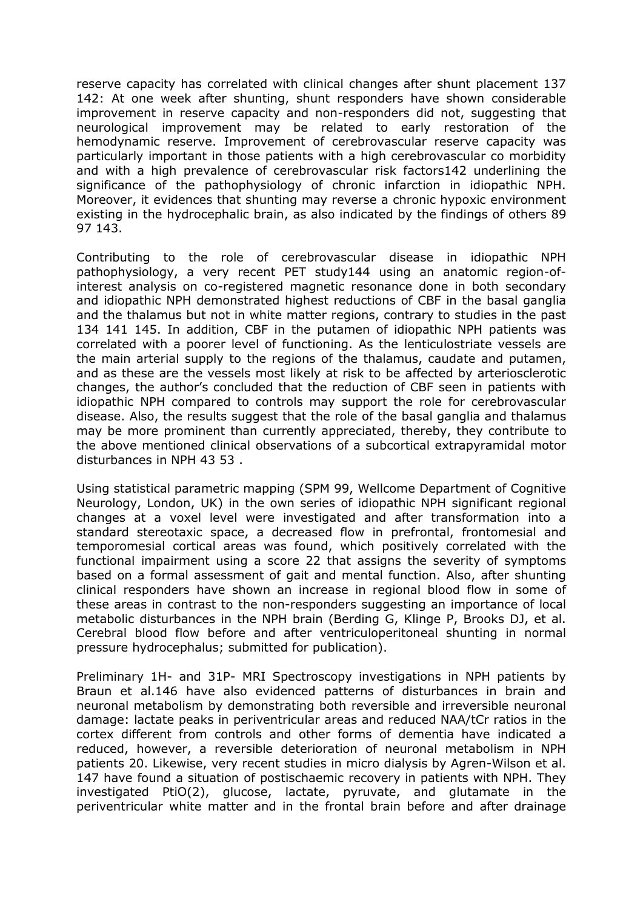reserve capacity has correlated with clinical changes after shunt placement [137] [142]: At one week after shunting, shunt responders have shown considerable improvement in reserve capacity and non-responders did not, suggesting that neurological improvement may be related to early restoration of the hemodynamic reserve. Improvement of cerebrovascular reserve capacity was particularly important in those patients with a high cerebrovascular co morbidity and with a high prevalence of cerebrovascular risk factors[142] underlining the significance of the pathophysiology of chronic infarction in idiopathic NPH. Moreover, it evidences that shunting may reverse a chronic hypoxic environment existing in the hydrocephalic brain, as also indicated by the findings of others [89] [97] [143].

Contributing to the role of cerebrovascular disease in idiopathic NPH pathophysiology, a very recent PET study[144] using an anatomic region-of-interest analysis on co-registered magnetic resonance done in both secondary and idiopathic NPH demonstrated highest reductions of CBF in the basal ganglia and the thalamus but not in white matter regions, contrary to studies in the past [134] [141] [145]. In addition, CBF in the putamen of idiopathic NPH patients was correlated with a poorer level of functioning. As the lenticulostriate vessels are the main arterial supply to the regions of the thalamus, caudate and putamen, and as these are the vessels most likely at risk to be affected by arteriosclerotic changes, the author's concluded that the reduction of CBF seen in patients with idiopathic NPH compared to controls may support the role for cerebrovascular disease. Also, the results suggest that the role of the basal ganglia and thalamus may be more prominent than currently appreciated, thereby, they contribute to the above mentioned clinical observations of a subcortical extrapyramidal motor disturbances in NPH [43] [53] .

Using statistical parametric mapping (SPM 99, Wellcome Department of Cognitive Neurology, London, UK) in the own series of idiopathic NPH significant regional changes at a voxel level were investigated and after transformation into a standard stereotaxic space, a decreased flow in prefrontal, frontomesial and temporomesial cortical areas was found, which positively correlated with the functional impairment using a score [22] that assigns the severity of symptoms based on a formal assessment of gait and mental function. Also, after shunting clinical responders have shown an increase in regional blood flow in some of these areas in contrast to the non-responders suggesting an importance of local metabolic disturbances in the NPH brain (Berding G, Klinge P, Brooks DJ, et al. Cerebral blood flow before and after ventriculoperitoneal shunting in normal pressure hydrocephalus; submitted for publication).

Preliminary 1H- and 31P- MRI Spectroscopy investigations in NPH patients by Braun et al.[146] have also evidenced patterns of disturbances in brain and neuronal metabolism by demonstrating both reversible and irreversible neuronal damage: lactate peaks in periventricular areas and reduced NAA/tCr ratios in the cortex different from controls and other forms of dementia have indicated a reduced, however, a reversible deterioration of neuronal metabolism in NPH patients [20]. Likewise, very recent studies in micro dialysis by Agren-Wilson et al. [147] have found a situation of postischaemic recovery in patients with NPH. They investigated $PtiO(2)$, glucose, lactate, pyruvate, and glutamate in the periventricular white matter and in the frontal brain before and after drainage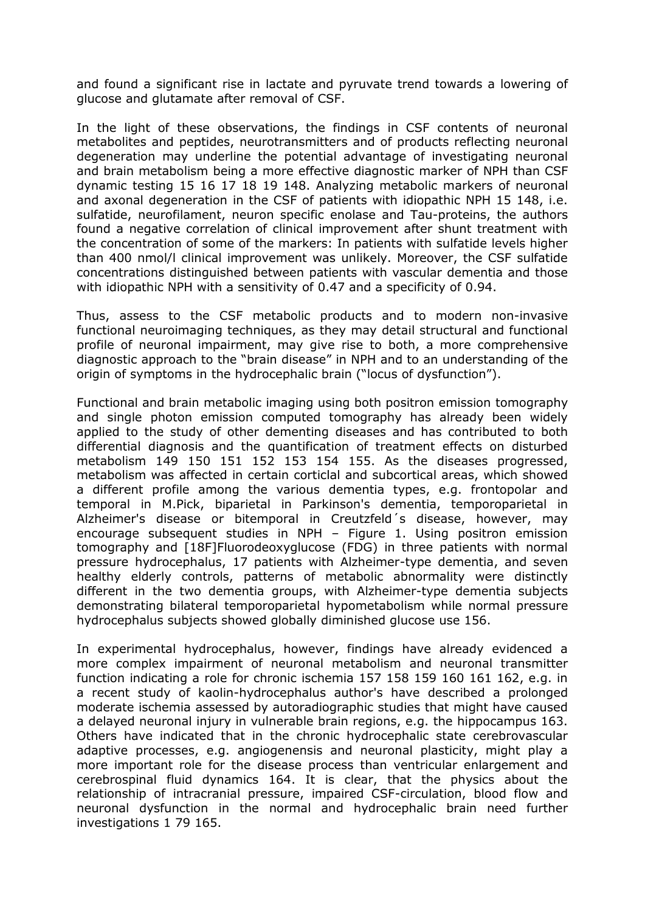and found a significant rise in lactate and pyruvate trend towards a lowering of glucose and glutamate after removal of CSF.

In the light of these observations, the findings in CSF contents of neuronal metabolites and peptides, neurotransmitters and of products reflecting neuronal degeneration may underline the potential advantage of investigating neuronal and brain metabolism being a more effective diagnostic marker of NPH than CSF dynamic testing 15 16 17 18 19 148. Analyzing metabolic markers of neuronal and axonal degeneration in the CSF of patients with idiopathic NPH 15 148, i.e. sulfatide, neurofilament, neuron specific enolase and Tau-proteins, the authors found a negative correlation of clinical improvement after shunt treatment with the concentration of some of the markers: In patients with sulfatide levels higher than 400 nmol/l clinical improvement was unlikely. Moreover, the CSF sulfatide concentrations distinguished between patients with vascular dementia and those with idiopathic NPH with a sensitivity of 0.47 and a specificity of 0.94.

Thus, assess to the CSF metabolic products and to modern non-invasive functional neuroimaging techniques, as they may detail structural and functional profile of neuronal impairment, may give rise to both, a more comprehensive diagnostic approach to the "brain disease" in NPH and to an understanding of the origin of symptoms in the hydrocephalic brain ("locus of dysfunction").

Functional and brain metabolic imaging using both positron emission tomography and single photon emission computed tomography has already been widely applied to the study of other dementing diseases and has contributed to both differential diagnosis and the quantification of treatment effects on disturbed metabolism 149 150 151 152 153 154 155. As the diseases progressed, metabolism was affected in certain corticlal and subcortical areas, which showed a different profile among the various dementia types, e.g. frontopolar and temporal in M.Pick, biparietal in Parkinson's dementia, temporoparietal in Alzheimer's disease or bitemporal in Creutzfeld´s disease, however, may encourage subsequent studies in NPH – Figure 1. Using positron emission tomography and [18F]Fluorodeoxyglucose (FDG) in three patients with normal pressure hydrocephalus, 17 patients with Alzheimer-type dementia, and seven healthy elderly controls, patterns of metabolic abnormality were distinctly different in the two dementia groups, with Alzheimer-type dementia subjects demonstrating bilateral temporoparietal hypometabolism while normal pressure hydrocephalus subjects showed globally diminished glucose use 156.

In experimental hydrocephalus, however, findings have already evidenced a more complex impairment of neuronal metabolism and neuronal transmitter function indicating a role for chronic ischemia 157 158 159 160 161 162, e.g. in a recent study of kaolin-hydrocephalus author's have described a prolonged moderate ischemia assessed by autoradiographic studies that might have caused a delayed neuronal injury in vulnerable brain regions, e.g. the hippocampus 163. Others have indicated that in the chronic hydrocephalic state cerebrovascular adaptive processes, e.g. angiogenensis and neuronal plasticity, might play a more important role for the disease process than ventricular enlargement and cerebrospinal fluid dynamics 164. It is clear, that the physics about the relationship of intracranial pressure, impaired CSF-circulation, blood flow and neuronal dysfunction in the normal and hydrocephalic brain need further investigations 1 79 165.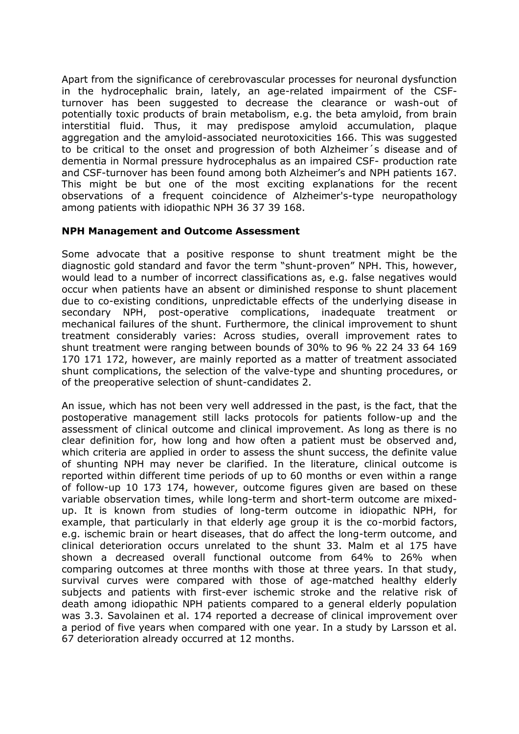Apart from the significance of cerebrovascular processes for neuronal dysfunction in the hydrocephalic brain, lately, an age-related impairment of the CSF-turnover has been suggested to decrease the clearance or wash-out of potentially toxic products of brain metabolism, e.g. the beta amyloid, from brain interstitial fluid. Thus, it may predispose amyloid accumulation, plaque aggregation and the amyloid-associated neurotoxicities 166. This was suggested to be critical to the onset and progression of both Alzheimer´s disease and of dementia in Normal pressure hydrocephalus as an impaired CSF- production rate and CSF-turnover has been found among both Alzheimer's and NPH patients 167. This might be but one of the most exciting explanations for the recent observations of a frequent coincidence of Alzheimer's-type neuropathology among patients with idiopathic NPH 36 37 39 168.

**NPH Management and Outcome Assessment**

Some advocate that a positive response to shunt treatment might be the diagnostic gold standard and favor the term "shunt-proven" NPH. This, however, would lead to a number of incorrect classifications as, e.g. false negatives would occur when patients have an absent or diminished response to shunt placement due to co-existing conditions, unpredictable effects of the underlying disease in secondary NPH, post-operative complications, inadequate treatment or mechanical failures of the shunt. Furthermore, the clinical improvement to shunt treatment considerably varies: Across studies, overall improvement rates to shunt treatment were ranging between bounds of 30% to 96 % 22 24 33 64 169 170 171 172, however, are mainly reported as a matter of treatment associated shunt complications, the selection of the valve-type and shunting procedures, or of the preoperative selection of shunt-candidates 2.

An issue, which has not been very well addressed in the past, is the fact, that the postoperative management still lacks protocols for patients follow-up and the assessment of clinical outcome and clinical improvement. As long as there is no clear definition for, how long and how often a patient must be observed and, which criteria are applied in order to assess the shunt success, the definite value of shunting NPH may never be clarified. In the literature, clinical outcome is reported within different time periods of up to 60 months or even within a range of follow-up 10 173 174, however, outcome figures given are based on these variable observation times, while long-term and short-term outcome are mixed-up. It is known from studies of long-term outcome in idiopathic NPH, for example, that particularly in that elderly age group it is the co-morbid factors, e.g. ischemic brain or heart diseases, that do affect the long-term outcome, and clinical deterioration occurs unrelated to the shunt 33. Malm et al 175 have shown a decreased overall functional outcome from 64% to 26% when comparing outcomes at three months with those at three years. In that study, survival curves were compared with those of age-matched healthy elderly subjects and patients with first-ever ischemic stroke and the relative risk of death among idiopathic NPH patients compared to a general elderly population was 3.3. Savolainen et al. 174 reported a decrease of clinical improvement over a period of five years when compared with one year. In a study by Larsson et al. 67 deterioration already occurred at 12 months.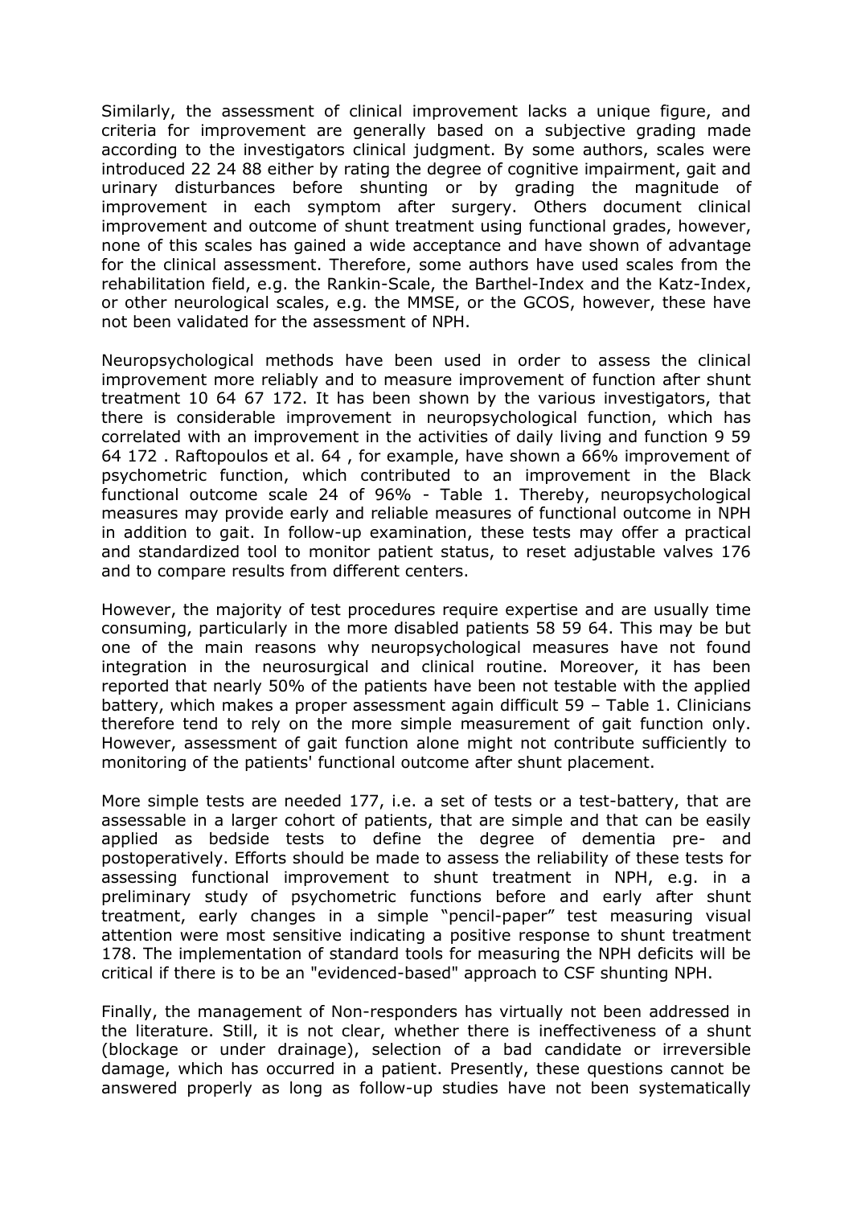Similarly, the assessment of clinical improvement lacks a unique figure, and criteria for improvement are generally based on a subjective grading made according to the investigators clinical judgment. By some authors, scales were introduced 22 24 88 either by rating the degree of cognitive impairment, gait and urinary disturbances before shunting or by grading the magnitude of improvement in each symptom after surgery. Others document clinical improvement and outcome of shunt treatment using functional grades, however, none of this scales has gained a wide acceptance and have shown of advantage for the clinical assessment. Therefore, some authors have used scales from the rehabilitation field, e.g. the Rankin-Scale, the Barthel-Index and the Katz-Index, or other neurological scales, e.g. the MMSE, or the GCOS, however, these have not been validated for the assessment of NPH.

Neuropsychological methods have been used in order to assess the clinical improvement more reliably and to measure improvement of function after shunt treatment 10 64 67 172. It has been shown by the various investigators, that there is considerable improvement in neuropsychological function, which has correlated with an improvement in the activities of daily living and function 9 59 64 172 . Raftopoulos et al. 64 , for example, have shown a 66% improvement of psychometric function, which contributed to an improvement in the Black functional outcome scale 24 of 96% - Table 1. Thereby, neuropsychological measures may provide early and reliable measures of functional outcome in NPH in addition to gait. In follow-up examination, these tests may offer a practical and standardized tool to monitor patient status, to reset adjustable valves 176 and to compare results from different centers.

However, the majority of test procedures require expertise and are usually time consuming, particularly in the more disabled patients 58 59 64. This may be but one of the main reasons why neuropsychological measures have not found integration in the neurosurgical and clinical routine. Moreover, it has been reported that nearly 50% of the patients have been not testable with the applied battery, which makes a proper assessment again difficult 59 – Table 1. Clinicians therefore tend to rely on the more simple measurement of gait function only. However, assessment of gait function alone might not contribute sufficiently to monitoring of the patients' functional outcome after shunt placement.

More simple tests are needed 177, i.e. a set of tests or a test-battery, that are assessable in a larger cohort of patients, that are simple and that can be easily applied as bedside tests to define the degree of dementia pre- and postoperatively. Efforts should be made to assess the reliability of these tests for assessing functional improvement to shunt treatment in NPH, e.g. in a preliminary study of psychometric functions before and early after shunt treatment, early changes in a simple "pencil-paper" test measuring visual attention were most sensitive indicating a positive response to shunt treatment 178. The implementation of standard tools for measuring the NPH deficits will be critical if there is to be an "evidenced-based" approach to CSF shunting NPH.

Finally, the management of Non-responders has virtually not been addressed in the literature. Still, it is not clear, whether there is ineffectiveness of a shunt (blockage or under drainage), selection of a bad candidate or irreversible damage, which has occurred in a patient. Presently, these questions cannot be answered properly as long as follow-up studies have not been systematically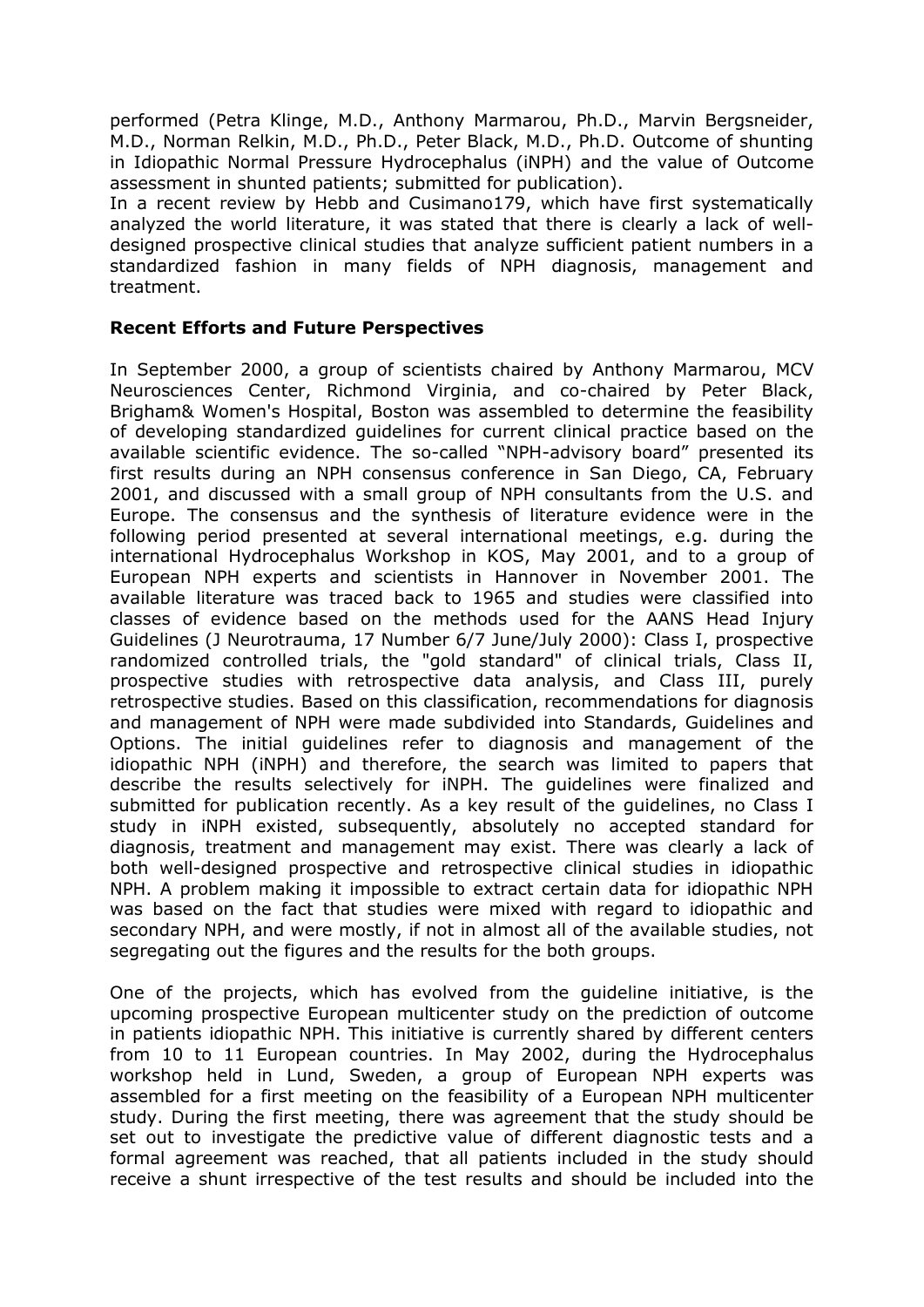performed (Petra Klinge, M.D., Anthony Marmarou, Ph.D., Marvin Bergsneider, M.D., Norman Relkin, M.D., Ph.D., Peter Black, M.D., Ph.D. Outcome of shunting in Idiopathic Normal Pressure Hydrocephalus (iNPH) and the value of Outcome assessment in shunted patients; submitted for publication).

In a recent review by Hebb and Cusimano179, which have first systematically analyzed the world literature, it was stated that there is clearly a lack of well-designed prospective clinical studies that analyze sufficient patient numbers in a standardized fashion in many fields of NPH diagnosis, management and treatment.

**Recent Efforts and Future Perspectives**

In September 2000, a group of scientists chaired by Anthony Marmarou, MCV Neurosciences Center, Richmond Virginia, and co-chaired by Peter Black, Brigham& Women's Hospital, Boston was assembled to determine the feasibility of developing standardized guidelines for current clinical practice based on the available scientific evidence. The so-called "NPH-advisory board" presented its first results during an NPH consensus conference in San Diego, CA, February 2001, and discussed with a small group of NPH consultants from the U.S. and Europe. The consensus and the synthesis of literature evidence were in the following period presented at several international meetings, e.g. during the international Hydrocephalus Workshop in KOS, May 2001, and to a group of European NPH experts and scientists in Hannover in November 2001. The available literature was traced back to 1965 and studies were classified into classes of evidence based on the methods used for the AANS Head Injury Guidelines (J Neurotrauma, 17 Number 6/7 June/July 2000): Class I, prospective randomized controlled trials, the "gold standard" of clinical trials, Class II, prospective studies with retrospective data analysis, and Class III, purely retrospective studies. Based on this classification, recommendations for diagnosis and management of NPH were made subdivided into Standards, Guidelines and Options. The initial guidelines refer to diagnosis and management of the idiopathic NPH (iNPH) and therefore, the search was limited to papers that describe the results selectively for iNPH. The guidelines were finalized and submitted for publication recently. As a key result of the guidelines, no Class I study in iNPH existed, subsequently, absolutely no accepted standard for diagnosis, treatment and management may exist. There was clearly a lack of both well-designed prospective and retrospective clinical studies in idiopathic NPH. A problem making it impossible to extract certain data for idiopathic NPH was based on the fact that studies were mixed with regard to idiopathic and secondary NPH, and were mostly, if not in almost all of the available studies, not segregating out the figures and the results for the both groups.

One of the projects, which has evolved from the guideline initiative, is the upcoming prospective European multicenter study on the prediction of outcome in patients idiopathic NPH. This initiative is currently shared by different centers from 10 to 11 European countries. In May 2002, during the Hydrocephalus workshop held in Lund, Sweden, a group of European NPH experts was assembled for a first meeting on the feasibility of a European NPH multicenter study. During the first meeting, there was agreement that the study should be set out to investigate the predictive value of different diagnostic tests and a formal agreement was reached, that all patients included in the study should receive a shunt irrespective of the test results and should be included into the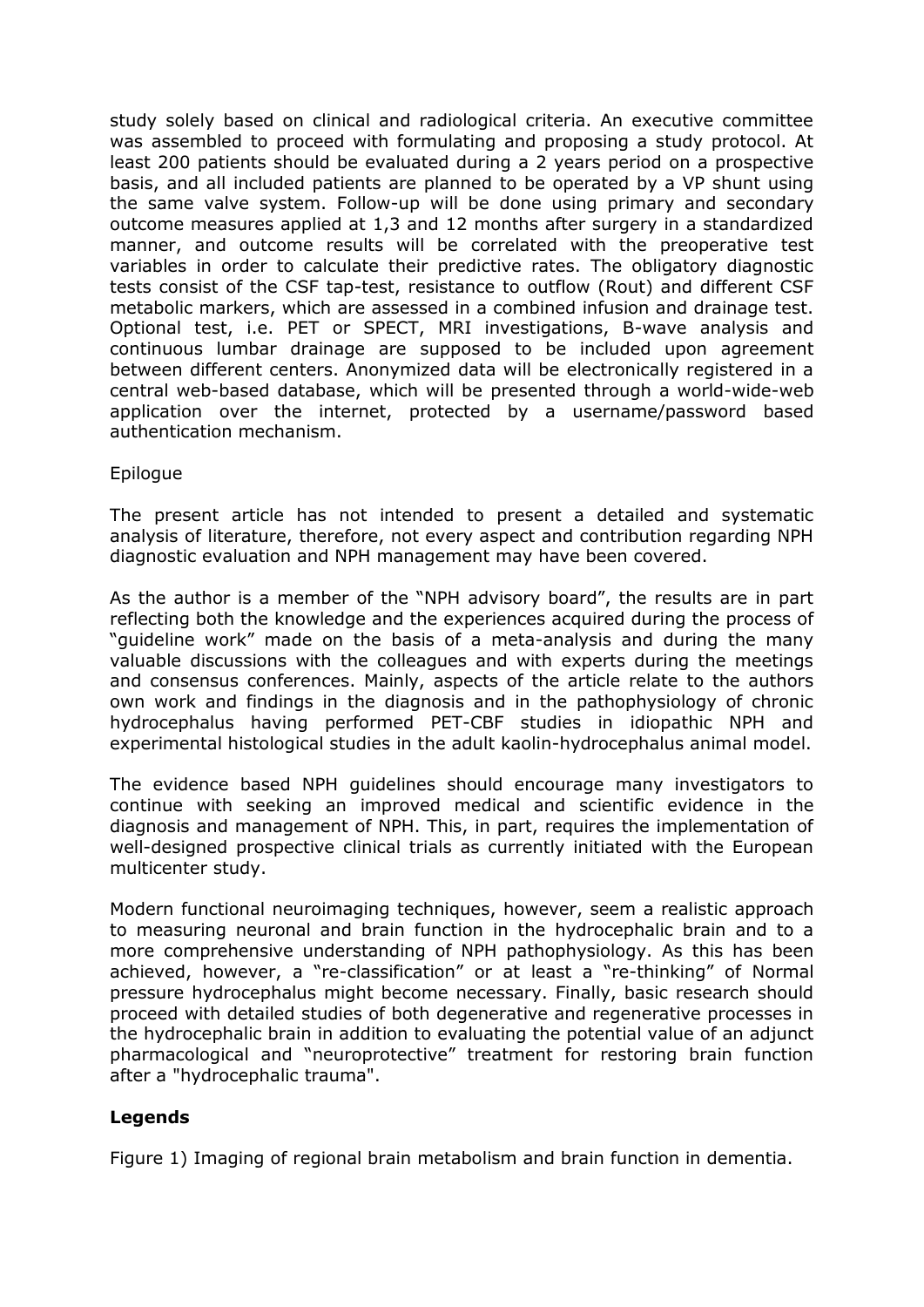study solely based on clinical and radiological criteria. An executive committee was assembled to proceed with formulating and proposing a study protocol. At least 200 patients should be evaluated during a 2 years period on a prospective basis, and all included patients are planned to be operated by a VP shunt using the same valve system. Follow-up will be done using primary and secondary outcome measures applied at 1,3 and 12 months after surgery in a standardized manner, and outcome results will be correlated with the preoperative test variables in order to calculate their predictive rates. The obligatory diagnostic tests consist of the CSF tap-test, resistance to outflow (Rout) and different CSF metabolic markers, which are assessed in a combined infusion and drainage test. Optional test, i.e. PET or SPECT, MRI investigations, B-wave analysis and continuous lumbar drainage are supposed to be included upon agreement between different centers. Anonymized data will be electronically registered in a central web-based database, which will be presented through a world-wide-web application over the internet, protected by a username/password based authentication mechanism.

Epilogue

The present article has not intended to present a detailed and systematic analysis of literature, therefore, not every aspect and contribution regarding NPH diagnostic evaluation and NPH management may have been covered.

As the author is a member of the "NPH advisory board", the results are in part reflecting both the knowledge and the experiences acquired during the process of "guideline work" made on the basis of a meta-analysis and during the many valuable discussions with the colleagues and with experts during the meetings and consensus conferences. Mainly, aspects of the article relate to the authors own work and findings in the diagnosis and in the pathophysiology of chronic hydrocephalus having performed PET-CBF studies in idiopathic NPH and experimental histological studies in the adult kaolin-hydrocephalus animal model.

The evidence based NPH guidelines should encourage many investigators to continue with seeking an improved medical and scientific evidence in the diagnosis and management of NPH. This, in part, requires the implementation of well-designed prospective clinical trials as currently initiated with the European multicenter study.

Modern functional neuroimaging techniques, however, seem a realistic approach to measuring neuronal and brain function in the hydrocephalic brain and to a more comprehensive understanding of NPH pathophysiology. As this has been achieved, however, a "re-classification" or at least a "re-thinking" of Normal pressure hydrocephalus might become necessary. Finally, basic research should proceed with detailed studies of both degenerative and regenerative processes in the hydrocephalic brain in addition to evaluating the potential value of an adjunct pharmacological and "neuroprotective" treatment for restoring brain function after a "hydrocephalic trauma".

## Legends

Figure 1) Imaging of regional brain metabolism and brain function in dementia.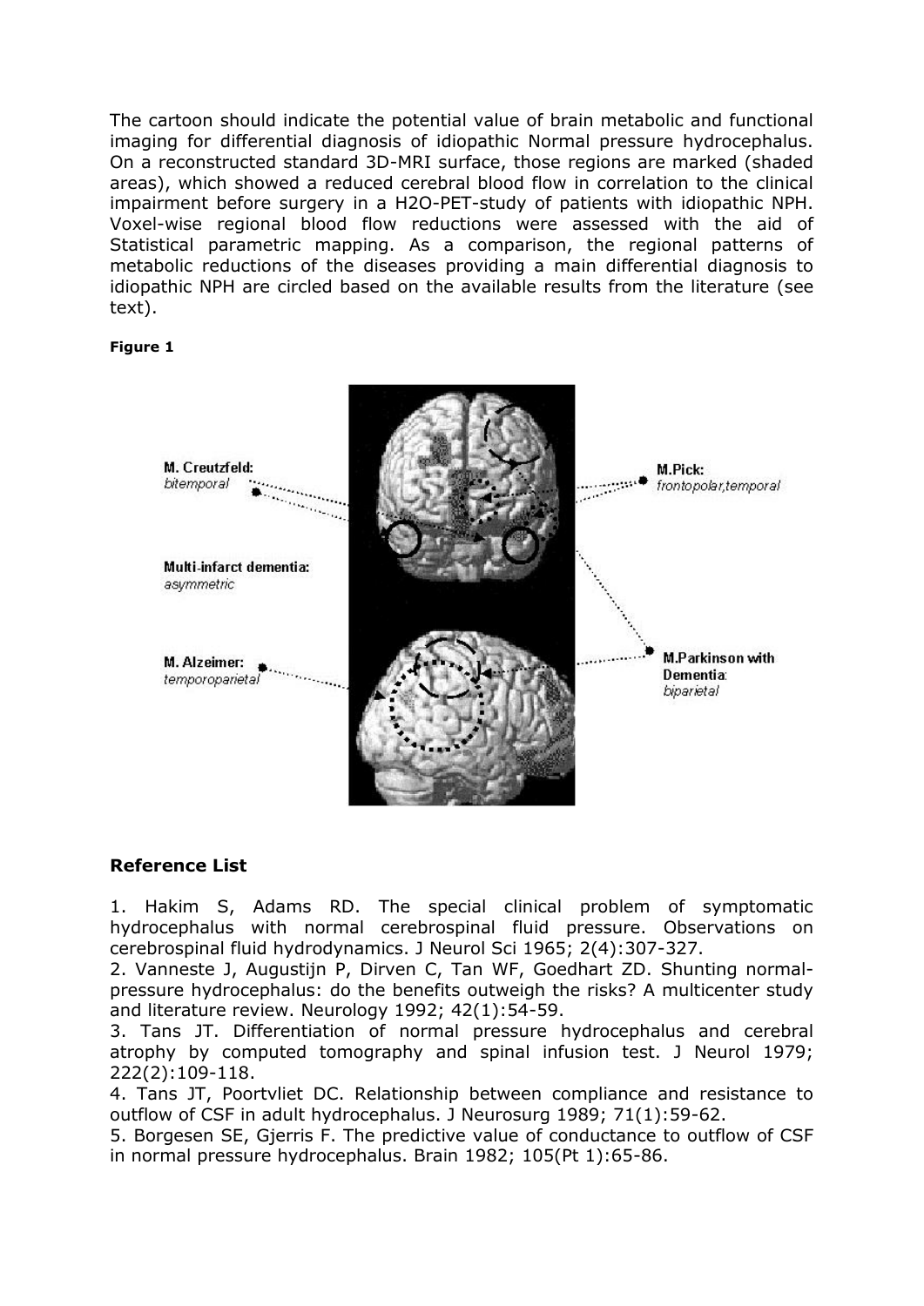The cartoon should indicate the potential value of brain metabolic and functional imaging for differential diagnosis of idiopathic Normal pressure hydrocephalus. On a reconstructed standard 3D-MRI surface, those regions are marked (shaded areas), which showed a reduced cerebral blood flow in correlation to the clinical impairment before surgery in a H2O-PET-study of patients with idiopathic NPH. Voxel-wise regional blood flow reductions were assessed with the aid of Statistical parametric mapping. As a comparison, the regional patterns of metabolic reductions of the diseases providing a main differential diagnosis to idiopathic NPH are circled based on the available results from the literature (see text).

**Figure 1**

## Reference List

1. Hakim S, Adams RD. The special clinical problem of symptomatic hydrocephalus with normal cerebrospinal fluid pressure. Observations on cerebrospinal fluid hydrodynamics. J Neurol Sci 1965; 2(4):307-327.
2. Vanneste J, Augustijn P, Dirven C, Tan WF, Goedhart ZD. Shunting normal-pressure hydrocephalus: do the benefits outweigh the risks? A multicenter study and literature review. Neurology 1992; 42(1):54-59.
3. Tans JT. Differentiation of normal pressure hydrocephalus and cerebral atrophy by computed tomography and spinal infusion test. J Neurol 1979; 222(2):109-118.
4. Tans JT, Poortvliet DC. Relationship between compliance and resistance to outflow of CSF in adult hydrocephalus. J Neurosurg 1989; 71(1):59-62.
5. Borgesen SE, Gjerris F. The predictive value of conductance to outflow of CSF in normal pressure hydrocephalus. Brain 1982; 105(Pt 1):65-86.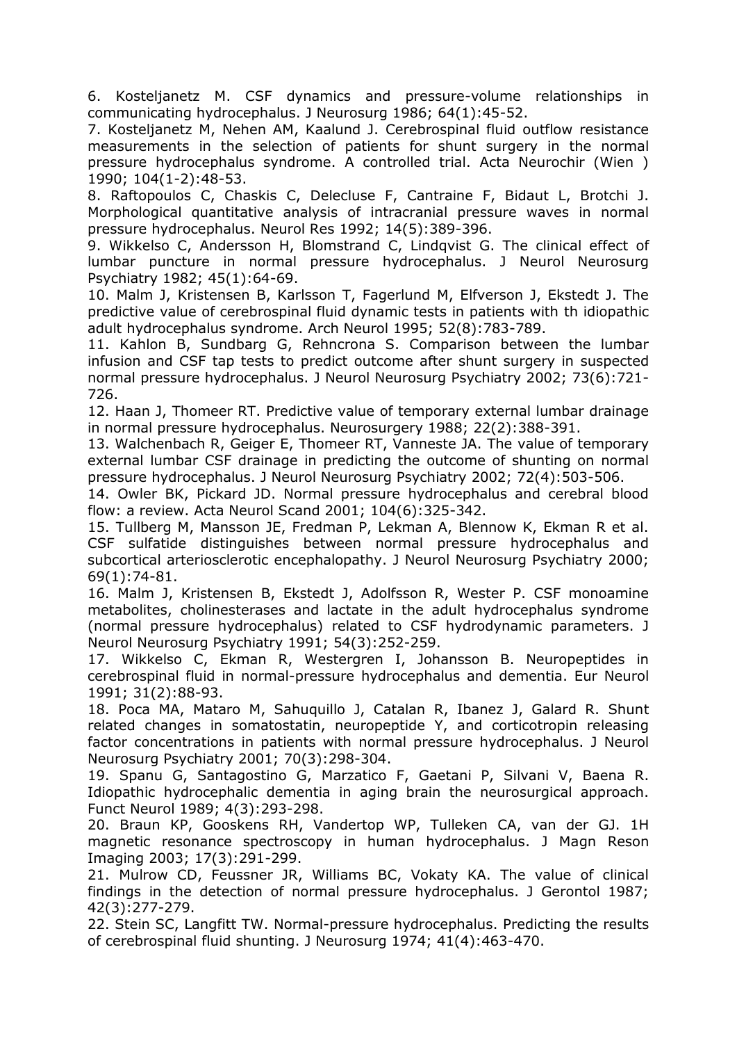6. Kosteljanetz M. CSF dynamics and pressure-volume relationships in communicating hydrocephalus. J Neurosurg 1986; 64(1):45-52.

7. Kosteljanetz M, Nehen AM, Kaalund J. Cerebrospinal fluid outflow resistance measurements in the selection of patients for shunt surgery in the normal pressure hydrocephalus syndrome. A controlled trial. Acta Neurochir (Wien ) 1990; 104(1-2):48-53.

8. Raftopoulos C, Chaskis C, Delecluse F, Cantraine F, Bidaut L, Brotchi J. Morphological quantitative analysis of intracranial pressure waves in normal pressure hydrocephalus. Neurol Res 1992; 14(5):389-396.

9. Wikkelso C, Andersson H, Blomstrand C, Lindqvist G. The clinical effect of lumbar puncture in normal pressure hydrocephalus. J Neurol Neurosurg Psychiatry 1982; 45(1):64-69.

10. Malm J, Kristensen B, Karlsson T, Fagerlund M, Elfverson J, Ekstedt J. The predictive value of cerebrospinal fluid dynamic tests in patients with th idiopathic adult hydrocephalus syndrome. Arch Neurol 1995; 52(8):783-789.

11. Kahlon B, Sundbarg G, Rehncrona S. Comparison between the lumbar infusion and CSF tap tests to predict outcome after shunt surgery in suspected normal pressure hydrocephalus. J Neurol Neurosurg Psychiatry 2002; 73(6):721-726.

12. Haan J, Thomeer RT. Predictive value of temporary external lumbar drainage in normal pressure hydrocephalus. Neurosurgery 1988; 22(2):388-391.

13. Walchenbach R, Geiger E, Thomeer RT, Vanneste JA. The value of temporary external lumbar CSF drainage in predicting the outcome of shunting on normal pressure hydrocephalus. J Neurol Neurosurg Psychiatry 2002; 72(4):503-506.

14. Owler BK, Pickard JD. Normal pressure hydrocephalus and cerebral blood flow: a review. Acta Neurol Scand 2001; 104(6):325-342.

15. Tullberg M, Mansson JE, Fredman P, Lekman A, Blennow K, Ekman R et al. CSF sulfatide distinguishes between normal pressure hydrocephalus and subcortical arteriosclerotic encephalopathy. J Neurol Neurosurg Psychiatry 2000; 69(1):74-81.

16. Malm J, Kristensen B, Ekstedt J, Adolfsson R, Wester P. CSF monoamine metabolites, cholinesterases and lactate in the adult hydrocephalus syndrome (normal pressure hydrocephalus) related to CSF hydrodynamic parameters. J Neurol Neurosurg Psychiatry 1991; 54(3):252-259.

17. Wikkelso C, Ekman R, Westergren I, Johansson B. Neuropeptides in cerebrospinal fluid in normal-pressure hydrocephalus and dementia. Eur Neurol 1991; 31(2):88-93.

18. Poca MA, Mataro M, Sahuquillo J, Catalan R, Ibanez J, Galard R. Shunt related changes in somatostatin, neuropeptide Y, and corticotropin releasing factor concentrations in patients with normal pressure hydrocephalus. J Neurol Neurosurg Psychiatry 2001; 70(3):298-304.

19. Spanu G, Santagostino G, Marzatico F, Gaetani P, Silvani V, Baena R. Idiopathic hydrocephalic dementia in aging brain the neurosurgical approach. Funct Neurol 1989; 4(3):293-298.

20. Braun KP, Gooskens RH, Vandertop WP, Tulleken CA, van der GJ. 1H magnetic resonance spectroscopy in human hydrocephalus. J Magn Reson Imaging 2003; 17(3):291-299.

21. Mulrow CD, Feussner JR, Williams BC, Vokaty KA. The value of clinical findings in the detection of normal pressure hydrocephalus. J Gerontol 1987; 42(3):277-279.

22. Stein SC, Langfitt TW. Normal-pressure hydrocephalus. Predicting the results of cerebrospinal fluid shunting. J Neurosurg 1974; 41(4):463-470.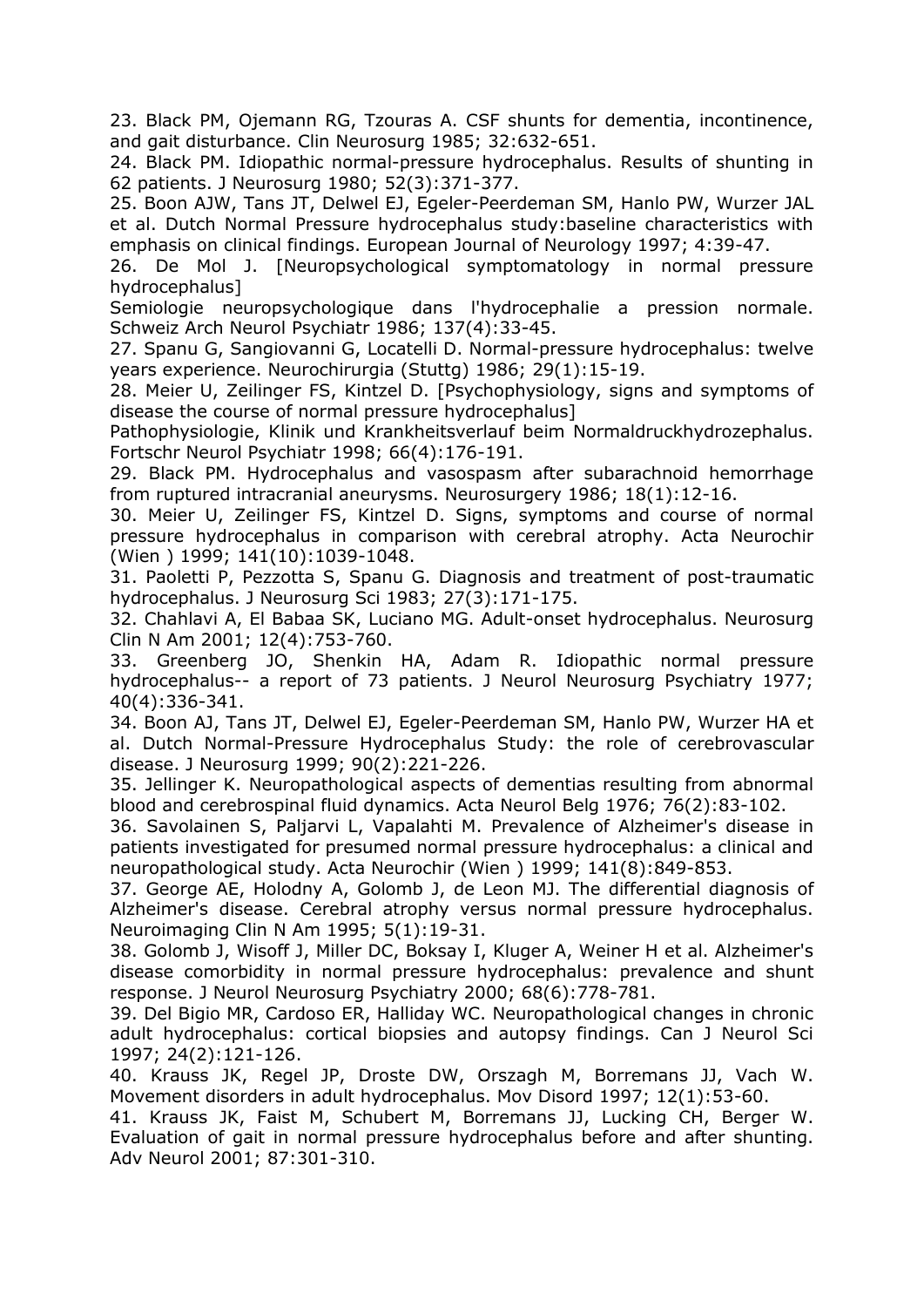23. Black PM, Ojemann RG, Tzouras A. CSF shunts for dementia, incontinence, and gait disturbance. Clin Neurosurg 1985; 32:632-651.

24. Black PM. Idiopathic normal-pressure hydrocephalus. Results of shunting in 62 patients. J Neurosurg 1980; 52(3):371-377.

25. Boon AJW, Tans JT, Delwel EJ, Egeler-Peerdeman SM, Hanlo PW, Wurzer JAL et al. Dutch Normal Pressure hydrocephalus study:baseline characteristics with emphasis on clinical findings. European Journal of Neurology 1997; 4:39-47.

26. De Mol J. [Neuropsychological symptomatology in normal pressure hydrocephalus]
Semiologie neuropsychologique dans l'hydrocephalie a pression normale. Schweiz Arch Neurol Psychiatr 1986; 137(4):33-45.

27. Spanu G, Sangiovanni G, Locatelli D. Normal-pressure hydrocephalus: twelve years experience. Neurochirurgia (Stuttg) 1986; 29(1):15-19.

28. Meier U, Zeilinger FS, Kintzel D. [Psychophysiology, signs and symptoms of disease the course of normal pressure hydrocephalus]
Pathophysiologie, Klinik und Krankheitsverlauf beim Normaldruckhydrozephalus. Fortschr Neurol Psychiatr 1998; 66(4):176-191.

29. Black PM. Hydrocephalus and vasospasm after subarachnoid hemorrhage from ruptured intracranial aneurysms. Neurosurgery 1986; 18(1):12-16.

30. Meier U, Zeilinger FS, Kintzel D. Signs, symptoms and course of normal pressure hydrocephalus in comparison with cerebral atrophy. Acta Neurochir (Wien ) 1999; 141(10):1039-1048.

31. Paoletti P, Pezzotta S, Spanu G. Diagnosis and treatment of post-traumatic hydrocephalus. J Neurosurg Sci 1983; 27(3):171-175.

32. Chahlavi A, El Babaa SK, Luciano MG. Adult-onset hydrocephalus. Neurosurg Clin N Am 2001; 12(4):753-760.

33. Greenberg JO, Shenkin HA, Adam R. Idiopathic normal pressure hydrocephalus-- a report of 73 patients. J Neurol Neurosurg Psychiatry 1977; 40(4):336-341.

34. Boon AJ, Tans JT, Delwel EJ, Egeler-Peerdeman SM, Hanlo PW, Wurzer HA et al. Dutch Normal-Pressure Hydrocephalus Study: the role of cerebrovascular disease. J Neurosurg 1999; 90(2):221-226.

35. Jellinger K. Neuropathological aspects of dementias resulting from abnormal blood and cerebrospinal fluid dynamics. Acta Neurol Belg 1976; 76(2):83-102.

36. Savolainen S, Paljarvi L, Vapalahti M. Prevalence of Alzheimer's disease in patients investigated for presumed normal pressure hydrocephalus: a clinical and neuropathological study. Acta Neurochir (Wien ) 1999; 141(8):849-853.

37. George AE, Holodny A, Golomb J, de Leon MJ. The differential diagnosis of Alzheimer's disease. Cerebral atrophy versus normal pressure hydrocephalus. Neuroimaging Clin N Am 1995; 5(1):19-31.

38. Golomb J, Wisoff J, Miller DC, Boksay I, Kluger A, Weiner H et al. Alzheimer's disease comorbidity in normal pressure hydrocephalus: prevalence and shunt response. J Neurol Neurosurg Psychiatry 2000; 68(6):778-781.

39. Del Bigio MR, Cardoso ER, Halliday WC. Neuropathological changes in chronic adult hydrocephalus: cortical biopsies and autopsy findings. Can J Neurol Sci 1997; 24(2):121-126.

40. Krauss JK, Regel JP, Droste DW, Orszagh M, Borremans JJ, Vach W. Movement disorders in adult hydrocephalus. Mov Disord 1997; 12(1):53-60.

41. Krauss JK, Faist M, Schubert M, Borremans JJ, Lucking CH, Berger W. Evaluation of gait in normal pressure hydrocephalus before and after shunting. Adv Neurol 2001; 87:301-310.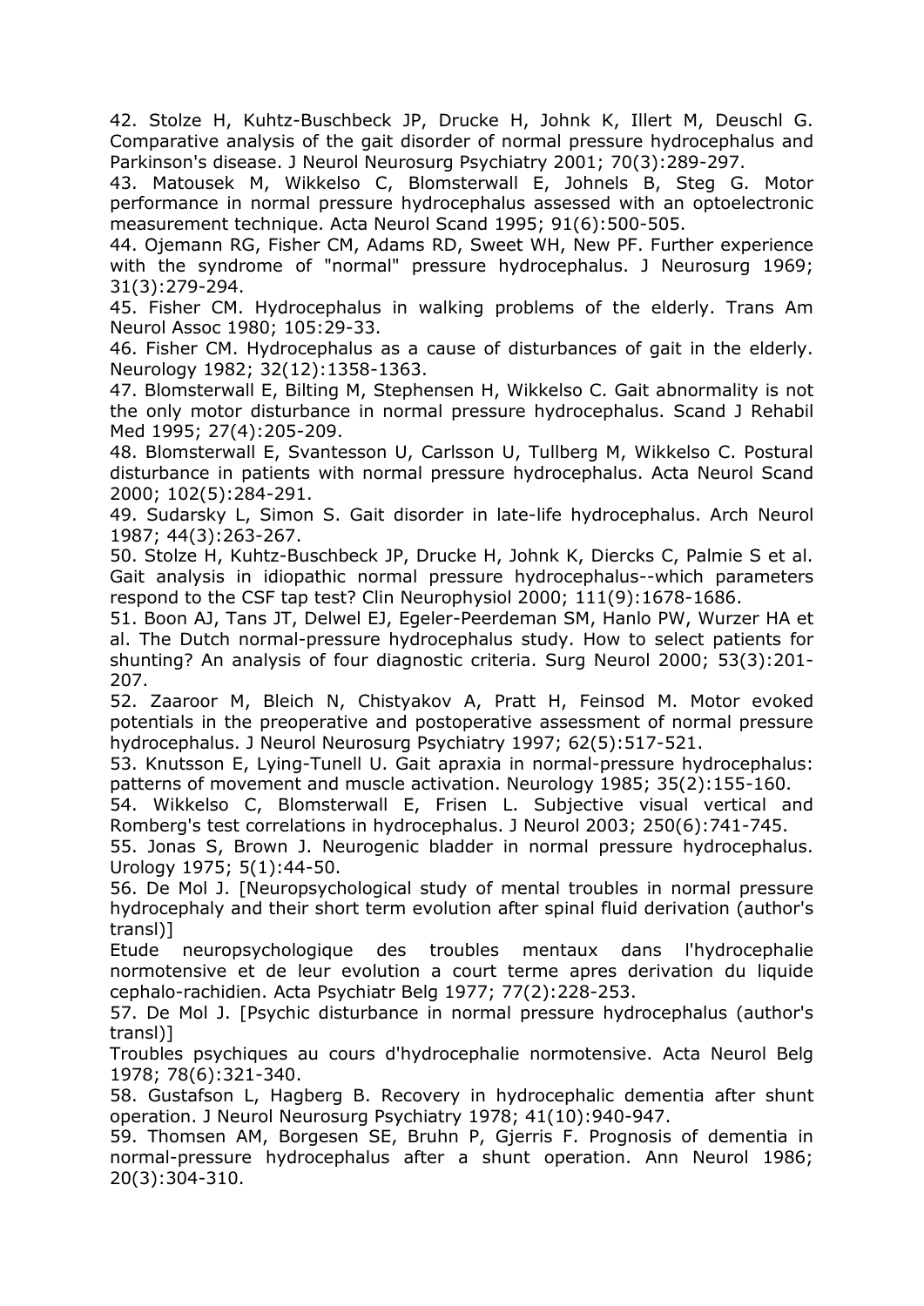42. Stolze H, Kuhtz-Buschbeck JP, Drucke H, Johnk K, Illert M, Deuschl G. Comparative analysis of the gait disorder of normal pressure hydrocephalus and Parkinson's disease. J Neurol Neurosurg Psychiatry 2001; 70(3):289-297.

43. Matousek M, Wikkelso C, Blomsterwall E, Johnels B, Steg G. Motor performance in normal pressure hydrocephalus assessed with an optoelectronic measurement technique. Acta Neurol Scand 1995; 91(6):500-505.

44. Ojemann RG, Fisher CM, Adams RD, Sweet WH, New PF. Further experience with the syndrome of "normal" pressure hydrocephalus. J Neurosurg 1969; 31(3):279-294.

45. Fisher CM. Hydrocephalus in walking problems of the elderly. Trans Am Neurol Assoc 1980; 105:29-33.

46. Fisher CM. Hydrocephalus as a cause of disturbances of gait in the elderly. Neurology 1982; 32(12):1358-1363.

47. Blomsterwall E, Bilting M, Stephensen H, Wikkelso C. Gait abnormality is not the only motor disturbance in normal pressure hydrocephalus. Scand J Rehabil Med 1995; 27(4):205-209.

48. Blomsterwall E, Svantesson U, Carlsson U, Tullberg M, Wikkelso C. Postural disturbance in patients with normal pressure hydrocephalus. Acta Neurol Scand 2000; 102(5):284-291.

49. Sudarsky L, Simon S. Gait disorder in late-life hydrocephalus. Arch Neurol 1987; 44(3):263-267.

50. Stolze H, Kuhtz-Buschbeck JP, Drucke H, Johnk K, Diercks C, Palmie S et al. Gait analysis in idiopathic normal pressure hydrocephalus--which parameters respond to the CSF tap test? Clin Neurophysiol 2000; 111(9):1678-1686.

51. Boon AJ, Tans JT, Delwel EJ, Egeler-Peerdeman SM, Hanlo PW, Wurzer HA et al. The Dutch normal-pressure hydrocephalus study. How to select patients for shunting? An analysis of four diagnostic criteria. Surg Neurol 2000; 53(3):201-207.

52. Zaaroor M, Bleich N, Chistyakov A, Pratt H, Feinsod M. Motor evoked potentials in the preoperative and postoperative assessment of normal pressure hydrocephalus. J Neurol Neurosurg Psychiatry 1997; 62(5):517-521.

53. Knutsson E, Lying-Tunell U. Gait apraxia in normal-pressure hydrocephalus: patterns of movement and muscle activation. Neurology 1985; 35(2):155-160.

54. Wikkelso C, Blomsterwall E, Frisen L. Subjective visual vertical and Romberg's test correlations in hydrocephalus. J Neurol 2003; 250(6):741-745.

55. Jonas S, Brown J. Neurogenic bladder in normal pressure hydrocephalus. Urology 1975; 5(1):44-50.

56. De Mol J. [Neuropsychological study of mental troubles in normal pressure hydrocephaly and their short term evolution after spinal fluid derivation (author's transl)]
Etude neuropsychologique des troubles mentaux dans l'hydrocephalie normotensive et de leur evolution a court terme apres derivation du liquide cephalo-rachidien. Acta Psychiatr Belg 1977; 77(2):228-253.

57. De Mol J. [Psychic disturbance in normal pressure hydrocephalus (author's transl)]
Troubles psychiques au cours d'hydrocephalie normotensive. Acta Neurol Belg 1978; 78(6):321-340.

58. Gustafson L, Hagberg B. Recovery in hydrocephalic dementia after shunt operation. J Neurol Neurosurg Psychiatry 1978; 41(10):940-947.

59. Thomsen AM, Borgesen SE, Bruhn P, Gjerris F. Prognosis of dementia in normal-pressure hydrocephalus after a shunt operation. Ann Neurol 1986; 20(3):304-310.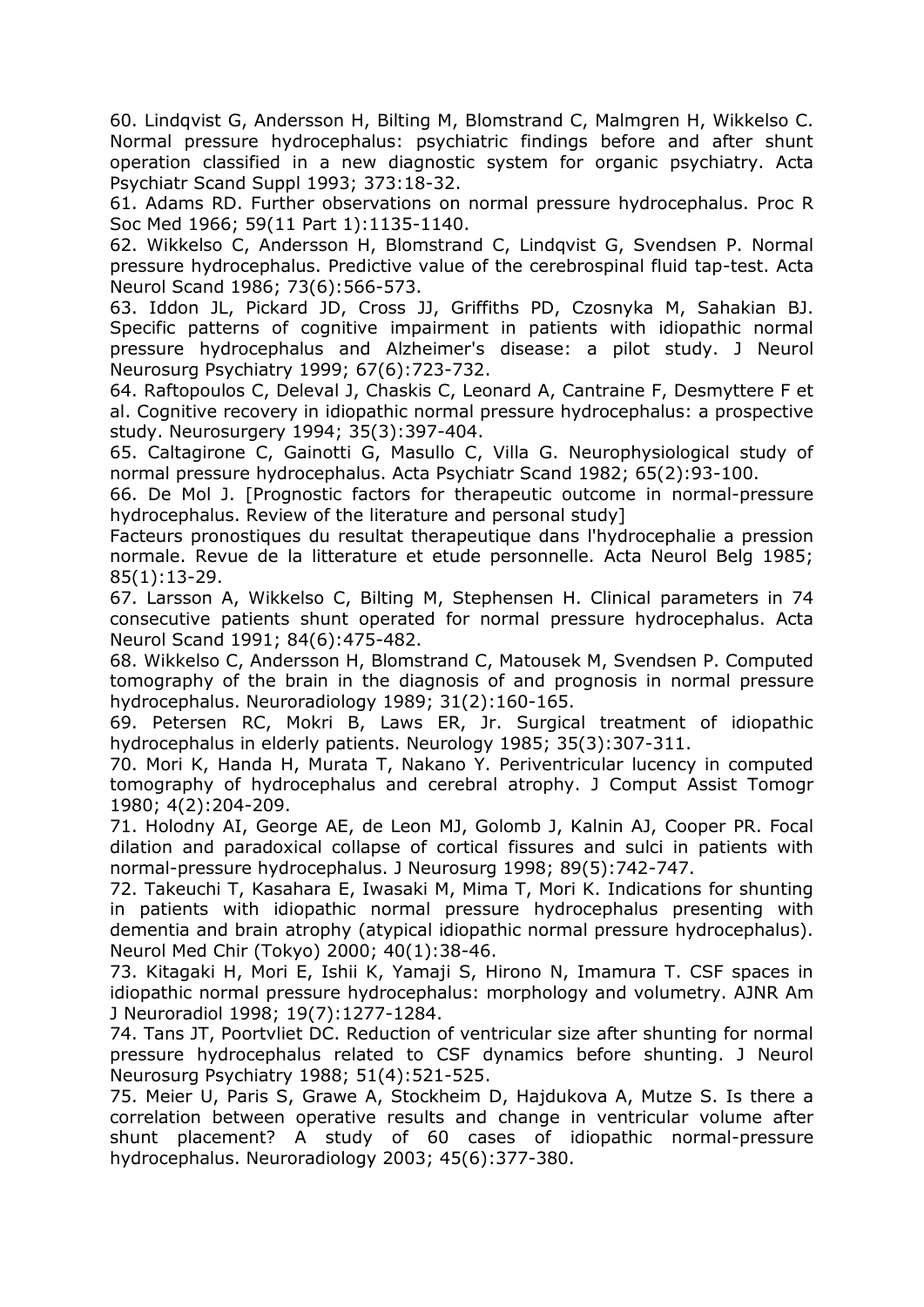60. Lindqvist G, Andersson H, Bilting M, Blomstrand C, Malmgren H, Wikkelso C. Normal pressure hydrocephalus: psychiatric findings before and after shunt operation classified in a new diagnostic system for organic psychiatry. Acta Psychiatr Scand Suppl 1993; 373:18-32.

61. Adams RD. Further observations on normal pressure hydrocephalus. Proc R Soc Med 1966; 59(11 Part 1):1135-1140.

62. Wikkelso C, Andersson H, Blomstrand C, Lindqvist G, Svendsen P. Normal pressure hydrocephalus. Predictive value of the cerebrospinal fluid tap-test. Acta Neurol Scand 1986; 73(6):566-573.

63. Iddon JL, Pickard JD, Cross JJ, Griffiths PD, Czosnyka M, Sahakian BJ. Specific patterns of cognitive impairment in patients with idiopathic normal pressure hydrocephalus and Alzheimer's disease: a pilot study. J Neurol Neurosurg Psychiatry 1999; 67(6):723-732.

64. Raftopoulos C, Deleval J, Chaskis C, Leonard A, Cantraine F, Desmyttere F et al. Cognitive recovery in idiopathic normal pressure hydrocephalus: a prospective study. Neurosurgery 1994; 35(3):397-404.

65. Caltagirone C, Gainotti G, Masullo C, Villa G. Neurophysiological study of normal pressure hydrocephalus. Acta Psychiatr Scand 1982; 65(2):93-100.

66. De Mol J. [Prognostic factors for therapeutic outcome in normal-pressure hydrocephalus. Review of the literature and personal study]
Facteurs pronostiques du resultat therapeutique dans l'hydrocephalie a pression normale. Revue de la litterature et etude personnelle. Acta Neurol Belg 1985; 85(1):13-29.

67. Larsson A, Wikkelso C, Bilting M, Stephensen H. Clinical parameters in 74 consecutive patients shunt operated for normal pressure hydrocephalus. Acta Neurol Scand 1991; 84(6):475-482.

68. Wikkelso C, Andersson H, Blomstrand C, Matousek M, Svendsen P. Computed tomography of the brain in the diagnosis of and prognosis in normal pressure hydrocephalus. Neuroradiology 1989; 31(2):160-165.

69. Petersen RC, Mokri B, Laws ER, Jr. Surgical treatment of idiopathic hydrocephalus in elderly patients. Neurology 1985; 35(3):307-311.

70. Mori K, Handa H, Murata T, Nakano Y. Periventricular lucency in computed tomography of hydrocephalus and cerebral atrophy. J Comput Assist Tomogr 1980; 4(2):204-209.

71. Holodny AI, George AE, de Leon MJ, Golomb J, Kalnin AJ, Cooper PR. Focal dilation and paradoxical collapse of cortical fissures and sulci in patients with normal-pressure hydrocephalus. J Neurosurg 1998; 89(5):742-747.

72. Takeuchi T, Kasahara E, Iwasaki M, Mima T, Mori K. Indications for shunting in patients with idiopathic normal pressure hydrocephalus presenting with dementia and brain atrophy (atypical idiopathic normal pressure hydrocephalus). Neurol Med Chir (Tokyo) 2000; 40(1):38-46.

73. Kitagaki H, Mori E, Ishii K, Yamaji S, Hirono N, Imamura T. CSF spaces in idiopathic normal pressure hydrocephalus: morphology and volumetry. AJNR Am J Neuroradiol 1998; 19(7):1277-1284.

74. Tans JT, Poortvliet DC. Reduction of ventricular size after shunting for normal pressure hydrocephalus related to CSF dynamics before shunting. J Neurol Neurosurg Psychiatry 1988; 51(4):521-525.

75. Meier U, Paris S, Grawe A, Stockheim D, Hajdukova A, Mutze S. Is there a correlation between operative results and change in ventricular volume after shunt placement? A study of 60 cases of idiopathic normal-pressure hydrocephalus. Neuroradiology 2003; 45(6):377-380.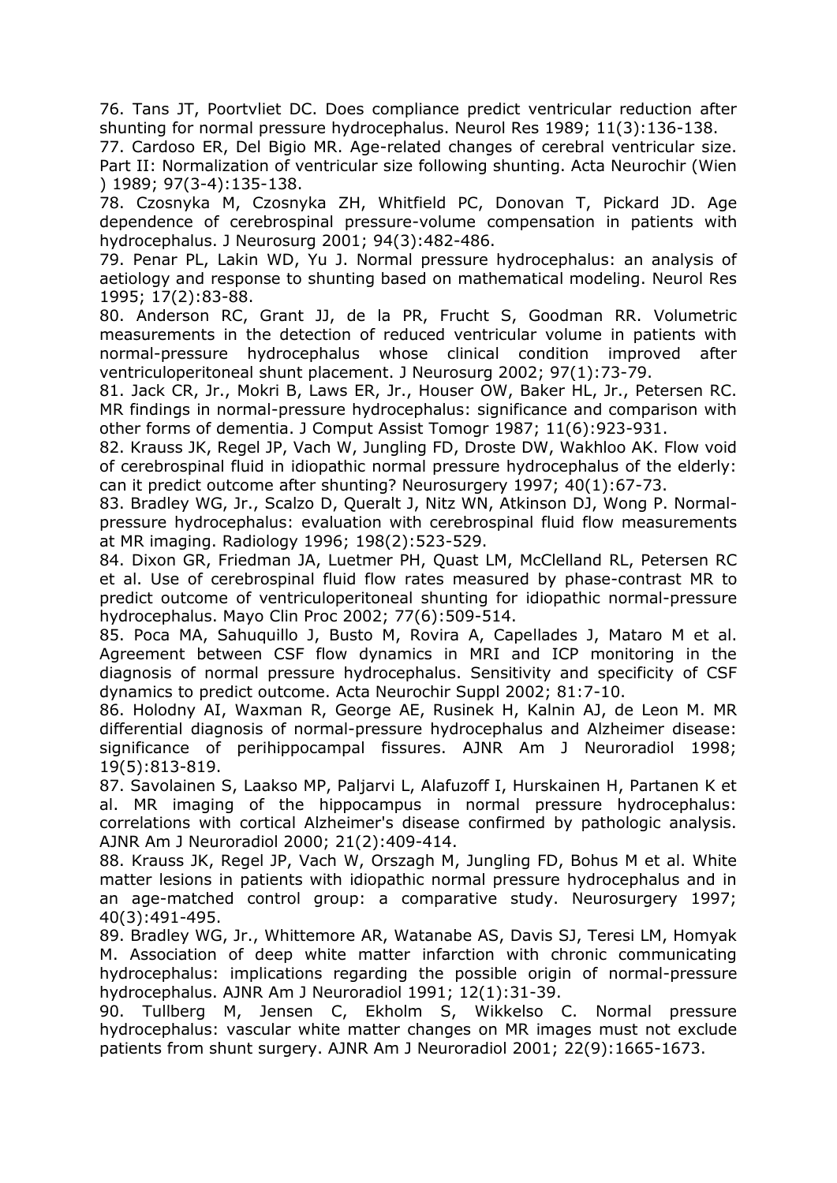76. Tans JT, Poortvliet DC. Does compliance predict ventricular reduction after shunting for normal pressure hydrocephalus. Neurol Res 1989; 11(3):136-138.

77. Cardoso ER, Del Bigio MR. Age-related changes of cerebral ventricular size. Part II: Normalization of ventricular size following shunting. Acta Neurochir (Wien ) 1989; 97(3-4):135-138.

78. Czosnyka M, Czosnyka ZH, Whitfield PC, Donovan T, Pickard JD. Age dependence of cerebrospinal pressure-volume compensation in patients with hydrocephalus. J Neurosurg 2001; 94(3):482-486.

79. Penar PL, Lakin WD, Yu J. Normal pressure hydrocephalus: an analysis of aetiology and response to shunting based on mathematical modeling. Neurol Res 1995; 17(2):83-88.

80. Anderson RC, Grant JJ, de la PR, Frucht S, Goodman RR. Volumetric measurements in the detection of reduced ventricular volume in patients with normal-pressure hydrocephalus whose clinical condition improved after ventriculoperitoneal shunt placement. J Neurosurg 2002; 97(1):73-79.

81. Jack CR, Jr., Mokri B, Laws ER, Jr., Houser OW, Baker HL, Jr., Petersen RC. MR findings in normal-pressure hydrocephalus: significance and comparison with other forms of dementia. J Comput Assist Tomogr 1987; 11(6):923-931.

82. Krauss JK, Regel JP, Vach W, Jungling FD, Droste DW, Wakhloo AK. Flow void of cerebrospinal fluid in idiopathic normal pressure hydrocephalus of the elderly: can it predict outcome after shunting? Neurosurgery 1997; 40(1):67-73.

83. Bradley WG, Jr., Scalzo D, Queralt J, Nitz WN, Atkinson DJ, Wong P. Normal-pressure hydrocephalus: evaluation with cerebrospinal fluid flow measurements at MR imaging. Radiology 1996; 198(2):523-529.

84. Dixon GR, Friedman JA, Luetmer PH, Quast LM, McClelland RL, Petersen RC et al. Use of cerebrospinal fluid flow rates measured by phase-contrast MR to predict outcome of ventriculoperitoneal shunting for idiopathic normal-pressure hydrocephalus. Mayo Clin Proc 2002; 77(6):509-514.

85. Poca MA, Sahuquillo J, Busto M, Rovira A, Capellades J, Mataro M et al. Agreement between CSF flow dynamics in MRI and ICP monitoring in the diagnosis of normal pressure hydrocephalus. Sensitivity and specificity of CSF dynamics to predict outcome. Acta Neurochir Suppl 2002; 81:7-10.

86. Holodny AI, Waxman R, George AE, Rusinek H, Kalnin AJ, de Leon M. MR differential diagnosis of normal-pressure hydrocephalus and Alzheimer disease: significance of perihippocampal fissures. AJNR Am J Neuroradiol 1998; 19(5):813-819.

87. Savolainen S, Laakso MP, Paljarvi L, Alafuzoff I, Hurskainen H, Partanen K et al. MR imaging of the hippocampus in normal pressure hydrocephalus: correlations with cortical Alzheimer's disease confirmed by pathologic analysis. AJNR Am J Neuroradiol 2000; 21(2):409-414.

88. Krauss JK, Regel JP, Vach W, Orszagh M, Jungling FD, Bohus M et al. White matter lesions in patients with idiopathic normal pressure hydrocephalus and in an age-matched control group: a comparative study. Neurosurgery 1997; 40(3):491-495.

89. Bradley WG, Jr., Whittemore AR, Watanabe AS, Davis SJ, Teresi LM, Homyak M. Association of deep white matter infarction with chronic communicating hydrocephalus: implications regarding the possible origin of normal-pressure hydrocephalus. AJNR Am J Neuroradiol 1991; 12(1):31-39.

90. Tullberg M, Jensen C, Ekholm S, Wikkelso C. Normal pressure hydrocephalus: vascular white matter changes on MR images must not exclude patients from shunt surgery. AJNR Am J Neuroradiol 2001; 22(9):1665-1673.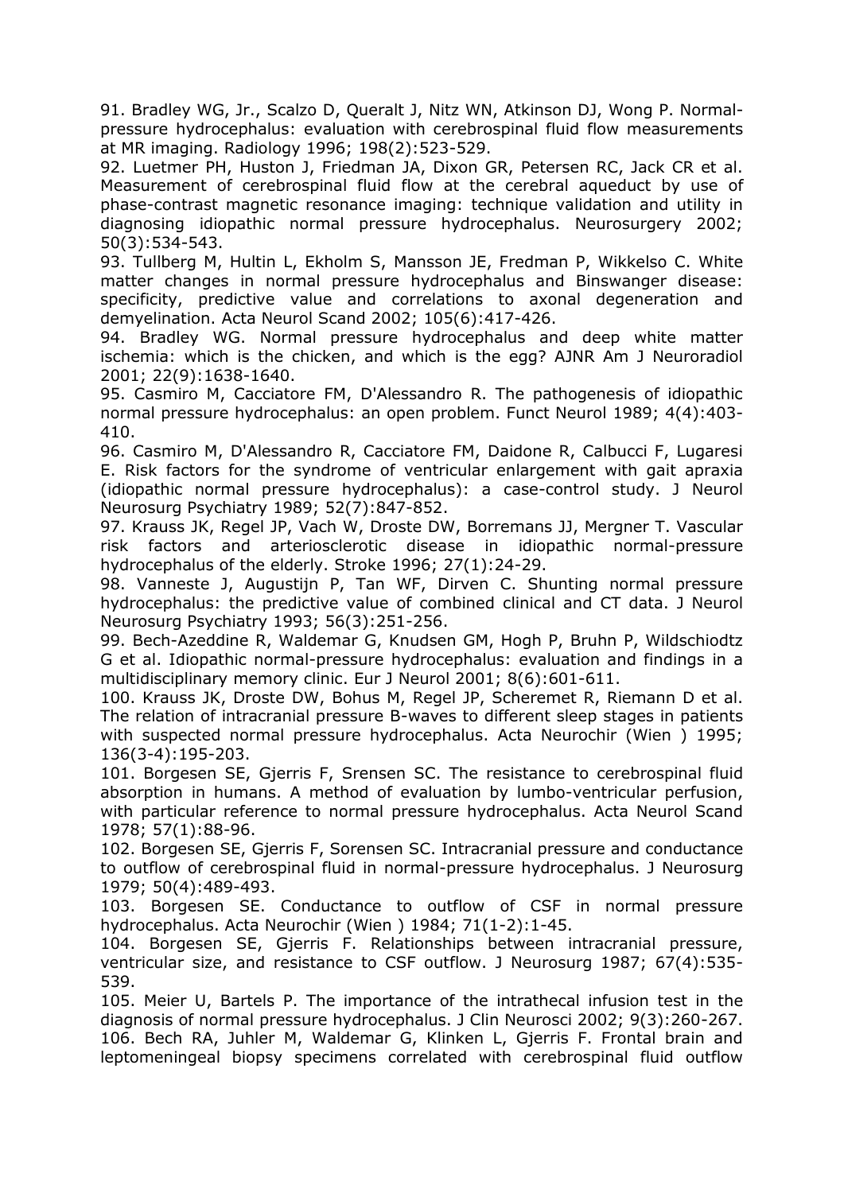91. Bradley WG, Jr., Scalzo D, Queralt J, Nitz WN, Atkinson DJ, Wong P. Normal-pressure hydrocephalus: evaluation with cerebrospinal fluid flow measurements at MR imaging. Radiology 1996; 198(2):523-529.

92. Luetmer PH, Huston J, Friedman JA, Dixon GR, Petersen RC, Jack CR et al. Measurement of cerebrospinal fluid flow at the cerebral aqueduct by use of phase-contrast magnetic resonance imaging: technique validation and utility in diagnosing idiopathic normal pressure hydrocephalus. Neurosurgery 2002; 50(3):534-543.

93. Tullberg M, Hultin L, Ekholm S, Mansson JE, Fredman P, Wikkelso C. White matter changes in normal pressure hydrocephalus and Binswanger disease: specificity, predictive value and correlations to axonal degeneration and demyelination. Acta Neurol Scand 2002; 105(6):417-426.

94. Bradley WG. Normal pressure hydrocephalus and deep white matter ischemia: which is the chicken, and which is the egg? AJNR Am J Neuroradiol 2001; 22(9):1638-1640.

95. Casmiro M, Cacciatore FM, D'Alessandro R. The pathogenesis of idiopathic normal pressure hydrocephalus: an open problem. Funct Neurol 1989; 4(4):403-410.

96. Casmiro M, D'Alessandro R, Cacciatore FM, Daidone R, Calbucci F, Lugaresi E. Risk factors for the syndrome of ventricular enlargement with gait apraxia (idiopathic normal pressure hydrocephalus): a case-control study. J Neurol Neurosurg Psychiatry 1989; 52(7):847-852.

97. Krauss JK, Regel JP, Vach W, Droste DW, Borremans JJ, Mergner T. Vascular risk factors and arteriosclerotic disease in idiopathic normal-pressure hydrocephalus of the elderly. Stroke 1996; 27(1):24-29.

98. Vanneste J, Augustijn P, Tan WF, Dirven C. Shunting normal pressure hydrocephalus: the predictive value of combined clinical and CT data. J Neurol Neurosurg Psychiatry 1993; 56(3):251-256.

99. Bech-Azeddine R, Waldemar G, Knudsen GM, Hogh P, Bruhn P, Wildschiodtz G et al. Idiopathic normal-pressure hydrocephalus: evaluation and findings in a multidisciplinary memory clinic. Eur J Neurol 2001; 8(6):601-611.

100. Krauss JK, Droste DW, Bohus M, Regel JP, Scheremet R, Riemann D et al. The relation of intracranial pressure B-waves to different sleep stages in patients with suspected normal pressure hydrocephalus. Acta Neurochir (Wien ) 1995; 136(3-4):195-203.

101. Borgesen SE, Gjerris F, Srensen SC. The resistance to cerebrospinal fluid absorption in humans. A method of evaluation by lumbo-ventricular perfusion, with particular reference to normal pressure hydrocephalus. Acta Neurol Scand 1978; 57(1):88-96.

102. Borgesen SE, Gjerris F, Sorensen SC. Intracranial pressure and conductance to outflow of cerebrospinal fluid in normal-pressure hydrocephalus. J Neurosurg 1979; 50(4):489-493.

103. Borgesen SE. Conductance to outflow of CSF in normal pressure hydrocephalus. Acta Neurochir (Wien ) 1984; 71(1-2):1-45.

104. Borgesen SE, Gjerris F. Relationships between intracranial pressure, ventricular size, and resistance to CSF outflow. J Neurosurg 1987; 67(4):535-539.

105. Meier U, Bartels P. The importance of the intrathecal infusion test in the diagnosis of normal pressure hydrocephalus. J Clin Neurosci 2002; 9(3):260-267.

106. Bech RA, Juhler M, Waldemar G, Klinken L, Gjerris F. Frontal brain and leptomeningeal biopsy specimens correlated with cerebrospinal fluid outflow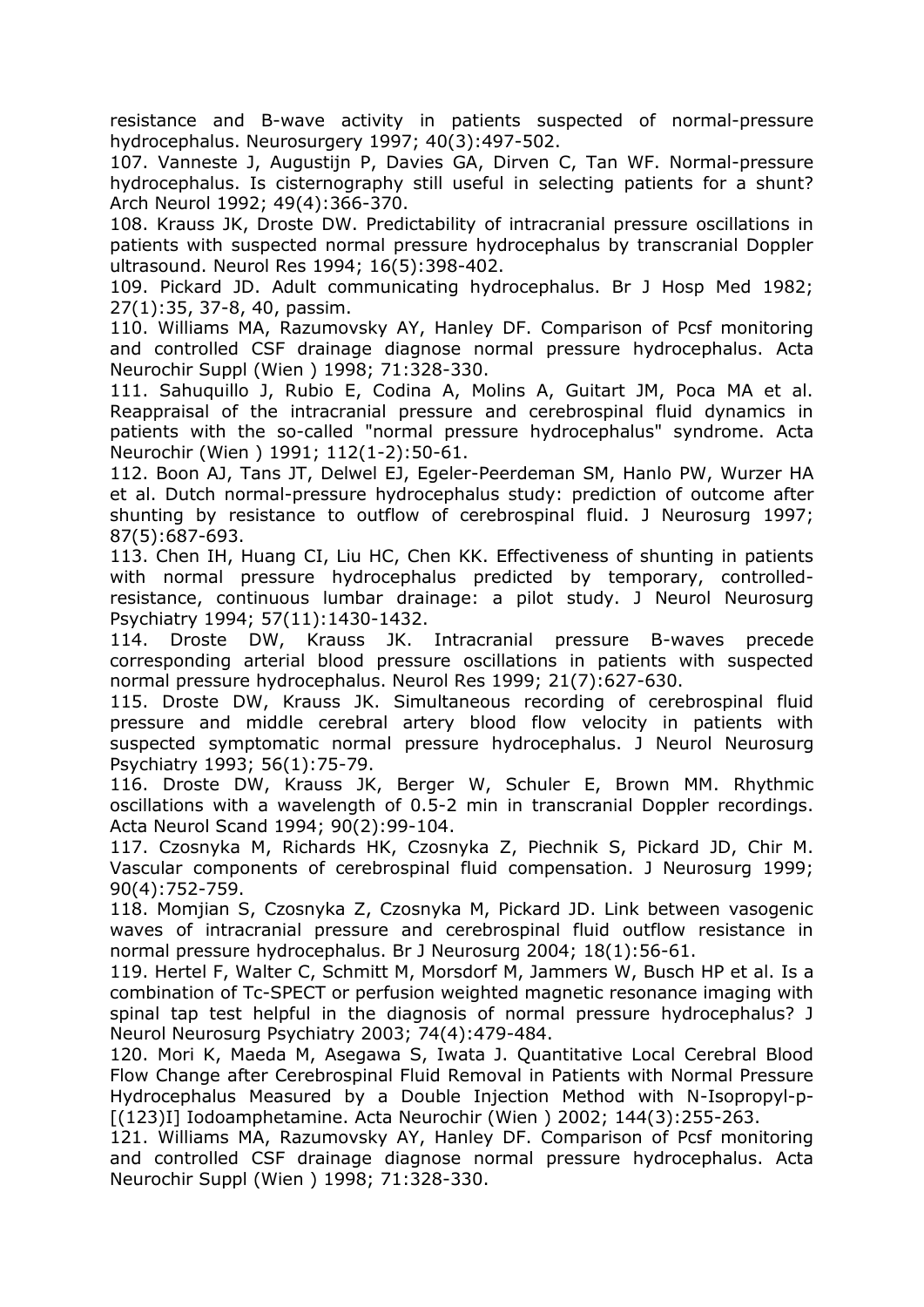resistance and B-wave activity in patients suspected of normal-pressure hydrocephalus. Neurosurgery 1997; 40(3):497-502.

107. Vanneste J, Augustijn P, Davies GA, Dirven C, Tan WF. Normal-pressure hydrocephalus. Is cisternography still useful in selecting patients for a shunt? Arch Neurol 1992; 49(4):366-370.

108. Krauss JK, Droste DW. Predictability of intracranial pressure oscillations in patients with suspected normal pressure hydrocephalus by transcranial Doppler ultrasound. Neurol Res 1994; 16(5):398-402.

109. Pickard JD. Adult communicating hydrocephalus. Br J Hosp Med 1982; 27(1):35, 37-8, 40, passim.

110. Williams MA, Razumovsky AY, Hanley DF. Comparison of Pcsf monitoring and controlled CSF drainage diagnose normal pressure hydrocephalus. Acta Neurochir Suppl (Wien ) 1998; 71:328-330.

111. Sahuquillo J, Rubio E, Codina A, Molins A, Guitart JM, Poca MA et al. Reappraisal of the intracranial pressure and cerebrospinal fluid dynamics in patients with the so-called "normal pressure hydrocephalus" syndrome. Acta Neurochir (Wien ) 1991; 112(1-2):50-61.

112. Boon AJ, Tans JT, Delwel EJ, Egeler-Peerdeman SM, Hanlo PW, Wurzer HA et al. Dutch normal-pressure hydrocephalus study: prediction of outcome after shunting by resistance to outflow of cerebrospinal fluid. J Neurosurg 1997; 87(5):687-693.

113. Chen IH, Huang CI, Liu HC, Chen KK. Effectiveness of shunting in patients with normal pressure hydrocephalus predicted by temporary, controlled-resistance, continuous lumbar drainage: a pilot study. J Neurol Neurosurg Psychiatry 1994; 57(11):1430-1432.

114. Droste DW, Krauss JK. Intracranial pressure B-waves precede corresponding arterial blood pressure oscillations in patients with suspected normal pressure hydrocephalus. Neurol Res 1999; 21(7):627-630.

115. Droste DW, Krauss JK. Simultaneous recording of cerebrospinal fluid pressure and middle cerebral artery blood flow velocity in patients with suspected symptomatic normal pressure hydrocephalus. J Neurol Neurosurg Psychiatry 1993; 56(1):75-79.

116. Droste DW, Krauss JK, Berger W, Schuler E, Brown MM. Rhythmic oscillations with a wavelength of 0.5-2 min in transcranial Doppler recordings. Acta Neurol Scand 1994; 90(2):99-104.

117. Czosnyka M, Richards HK, Czosnyka Z, Piechnik S, Pickard JD, Chir M. Vascular components of cerebrospinal fluid compensation. J Neurosurg 1999; 90(4):752-759.

118. Momjian S, Czosnyka Z, Czosnyka M, Pickard JD. Link between vasogenic waves of intracranial pressure and cerebrospinal fluid outflow resistance in normal pressure hydrocephalus. Br J Neurosurg 2004; 18(1):56-61.

119. Hertel F, Walter C, Schmitt M, Morsdorf M, Jammers W, Busch HP et al. Is a combination of Tc-SPECT or perfusion weighted magnetic resonance imaging with spinal tap test helpful in the diagnosis of normal pressure hydrocephalus? J Neurol Neurosurg Psychiatry 2003; 74(4):479-484.

120. Mori K, Maeda M, Asegawa S, Iwata J. Quantitative Local Cerebral Blood Flow Change after Cerebrospinal Fluid Removal in Patients with Normal Pressure Hydrocephalus Measured by a Double Injection Method with N-Isopropyl-p-[(123)I] Iodoamphetamine. Acta Neurochir (Wien ) 2002; 144(3):255-263.

121. Williams MA, Razumovsky AY, Hanley DF. Comparison of Pcsf monitoring and controlled CSF drainage diagnose normal pressure hydrocephalus. Acta Neurochir Suppl (Wien ) 1998; 71:328-330.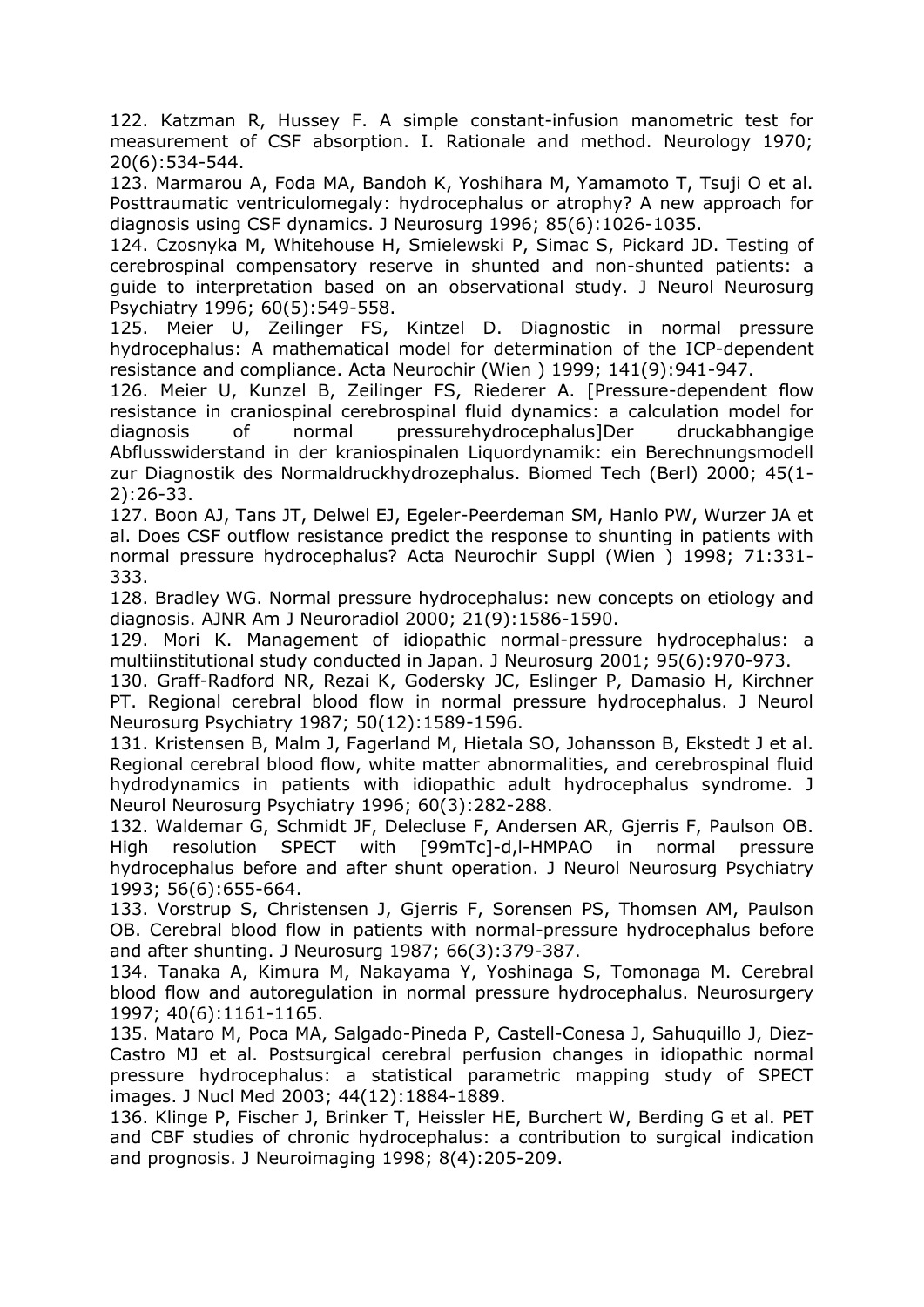122. Katzman R, Hussey F. A simple constant-infusion manometric test for measurement of CSF absorption. I. Rationale and method. Neurology 1970; 20(6):534-544.

123. Marmarou A, Foda MA, Bandoh K, Yoshihara M, Yamamoto T, Tsuji O et al. Posttraumatic ventriculomegaly: hydrocephalus or atrophy? A new approach for diagnosis using CSF dynamics. J Neurosurg 1996; 85(6):1026-1035.

124. Czosnyka M, Whitehouse H, Smielewski P, Simac S, Pickard JD. Testing of cerebrospinal compensatory reserve in shunted and non-shunted patients: a guide to interpretation based on an observational study. J Neurol Neurosurg Psychiatry 1996; 60(5):549-558.

125. Meier U, Zeilinger FS, Kintzel D. Diagnostic in normal pressure hydrocephalus: A mathematical model for determination of the ICP-dependent resistance and compliance. Acta Neurochir (Wien ) 1999; 141(9):941-947.

126. Meier U, Kunzel B, Zeilinger FS, Riederer A. [Pressure-dependent flow resistance in craniospinal cerebrospinal fluid dynamics: a calculation model for diagnosis of normal pressurehydrocephalus]Der druckabhangige Abflusswiderstand in der kraniospinalen Liquordynamik: ein Berechnungsmodell zur Diagnostik des Normaldruckhydrozephalus. Biomed Tech (Berl) 2000; 45(1-2):26-33.

127. Boon AJ, Tans JT, Delwel EJ, Egeler-Peerdeman SM, Hanlo PW, Wurzer JA et al. Does CSF outflow resistance predict the response to shunting in patients with normal pressure hydrocephalus? Acta Neurochir Suppl (Wien ) 1998; 71:331-333.

128. Bradley WG. Normal pressure hydrocephalus: new concepts on etiology and diagnosis. AJNR Am J Neuroradiol 2000; 21(9):1586-1590.

129. Mori K. Management of idiopathic normal-pressure hydrocephalus: a multiinstitutional study conducted in Japan. J Neurosurg 2001; 95(6):970-973.

130. Graff-Radford NR, Rezai K, Godersky JC, Eslinger P, Damasio H, Kirchner PT. Regional cerebral blood flow in normal pressure hydrocephalus. J Neurol Neurosurg Psychiatry 1987; 50(12):1589-1596.

131. Kristensen B, Malm J, Fagerland M, Hietala SO, Johansson B, Ekstedt J et al. Regional cerebral blood flow, white matter abnormalities, and cerebrospinal fluid hydrodynamics in patients with idiopathic adult hydrocephalus syndrome. J Neurol Neurosurg Psychiatry 1996; 60(3):282-288.

132. Waldemar G, Schmidt JF, Delecluse F, Andersen AR, Gjerris F, Paulson OB. High resolution SPECT with [99mTc]-d,l-HMPAO in normal pressure hydrocephalus before and after shunt operation. J Neurol Neurosurg Psychiatry 1993; 56(6):655-664.

133. Vorstrup S, Christensen J, Gjerris F, Sorensen PS, Thomsen AM, Paulson OB. Cerebral blood flow in patients with normal-pressure hydrocephalus before and after shunting. J Neurosurg 1987; 66(3):379-387.

134. Tanaka A, Kimura M, Nakayama Y, Yoshinaga S, Tomonaga M. Cerebral blood flow and autoregulation in normal pressure hydrocephalus. Neurosurgery 1997; 40(6):1161-1165.

135. Mataro M, Poca MA, Salgado-Pineda P, Castell-Conesa J, Sahuquillo J, Diez-Castro MJ et al. Postsurgical cerebral perfusion changes in idiopathic normal pressure hydrocephalus: a statistical parametric mapping study of SPECT images. J Nucl Med 2003; 44(12):1884-1889.

136. Klinge P, Fischer J, Brinker T, Heissler HE, Burchert W, Berding G et al. PET and CBF studies of chronic hydrocephalus: a contribution to surgical indication and prognosis. J Neuroimaging 1998; 8(4):205-209.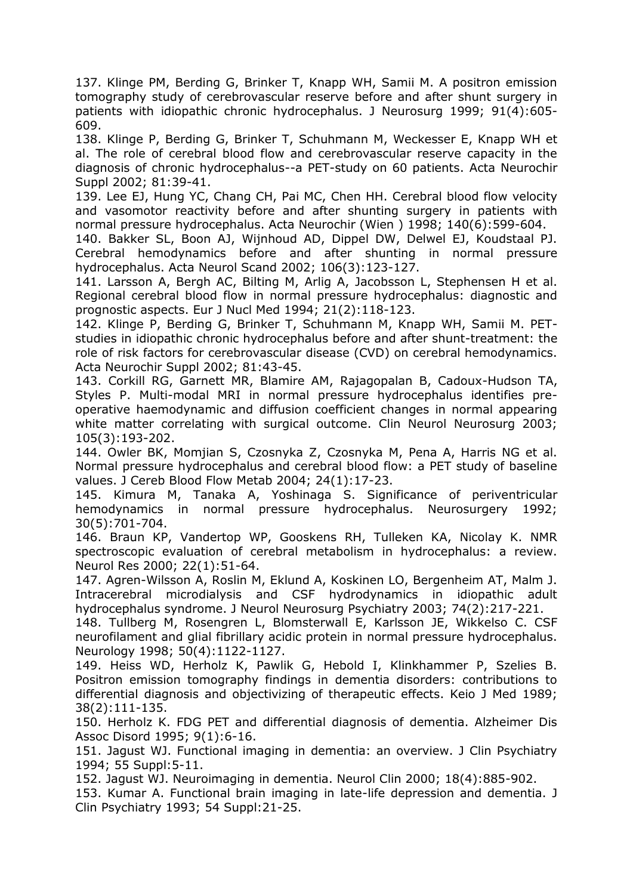137. Klinge PM, Berding G, Brinker T, Knapp WH, Samii M. A positron emission tomography study of cerebrovascular reserve before and after shunt surgery in patients with idiopathic chronic hydrocephalus. J Neurosurg 1999; 91(4):605-609.

138. Klinge P, Berding G, Brinker T, Schuhmann M, Weckesser E, Knapp WH et al. The role of cerebral blood flow and cerebrovascular reserve capacity in the diagnosis of chronic hydrocephalus--a PET-study on 60 patients. Acta Neurochir Suppl 2002; 81:39-41.

139. Lee EJ, Hung YC, Chang CH, Pai MC, Chen HH. Cerebral blood flow velocity and vasomotor reactivity before and after shunting surgery in patients with normal pressure hydrocephalus. Acta Neurochir (Wien ) 1998; 140(6):599-604.

140. Bakker SL, Boon AJ, Wijnhoud AD, Dippel DW, Delwel EJ, Koudstaal PJ. Cerebral hemodynamics before and after shunting in normal pressure hydrocephalus. Acta Neurol Scand 2002; 106(3):123-127.

141. Larsson A, Bergh AC, Bilting M, Arlig A, Jacobsson L, Stephensen H et al. Regional cerebral blood flow in normal pressure hydrocephalus: diagnostic and prognostic aspects. Eur J Nucl Med 1994; 21(2):118-123.

142. Klinge P, Berding G, Brinker T, Schuhmann M, Knapp WH, Samii M. PET-studies in idiopathic chronic hydrocephalus before and after shunt-treatment: the role of risk factors for cerebrovascular disease (CVD) on cerebral hemodynamics. Acta Neurochir Suppl 2002; 81:43-45.

143. Corkill RG, Garnett MR, Blamire AM, Rajagopalan B, Cadoux-Hudson TA, Styles P. Multi-modal MRI in normal pressure hydrocephalus identifies pre-operative haemodynamic and diffusion coefficient changes in normal appearing white matter correlating with surgical outcome. Clin Neurol Neurosurg 2003; 105(3):193-202.

144. Owler BK, Momjian S, Czosnyka Z, Czosnyka M, Pena A, Harris NG et al. Normal pressure hydrocephalus and cerebral blood flow: a PET study of baseline values. J Cereb Blood Flow Metab 2004; 24(1):17-23.

145. Kimura M, Tanaka A, Yoshinaga S. Significance of periventricular hemodynamics in normal pressure hydrocephalus. Neurosurgery 1992; 30(5):701-704.

146. Braun KP, Vandertop WP, Gooskens RH, Tulleken KA, Nicolay K. NMR spectroscopic evaluation of cerebral metabolism in hydrocephalus: a review. Neurol Res 2000; 22(1):51-64.

147. Agren-Wilsson A, Roslin M, Eklund A, Koskinen LO, Bergenheim AT, Malm J. Intracerebral microdialysis and CSF hydrodynamics in idiopathic adult hydrocephalus syndrome. J Neurol Neurosurg Psychiatry 2003; 74(2):217-221.

148. Tullberg M, Rosengren L, Blomsterwall E, Karlsson JE, Wikkelso C. CSF neurofilament and glial fibrillary acidic protein in normal pressure hydrocephalus. Neurology 1998; 50(4):1122-1127.

149. Heiss WD, Herholz K, Pawlik G, Hebold I, Klinkhammer P, Szelies B. Positron emission tomography findings in dementia disorders: contributions to differential diagnosis and objectivizing of therapeutic effects. Keio J Med 1989; 38(2):111-135.

150. Herholz K. FDG PET and differential diagnosis of dementia. Alzheimer Dis Assoc Disord 1995; 9(1):6-16.

151. Jagust WJ. Functional imaging in dementia: an overview. J Clin Psychiatry 1994; 55 Suppl:5-11.

152. Jagust WJ. Neuroimaging in dementia. Neurol Clin 2000; 18(4):885-902.

153. Kumar A. Functional brain imaging in late-life depression and dementia. J Clin Psychiatry 1993; 54 Suppl:21-25.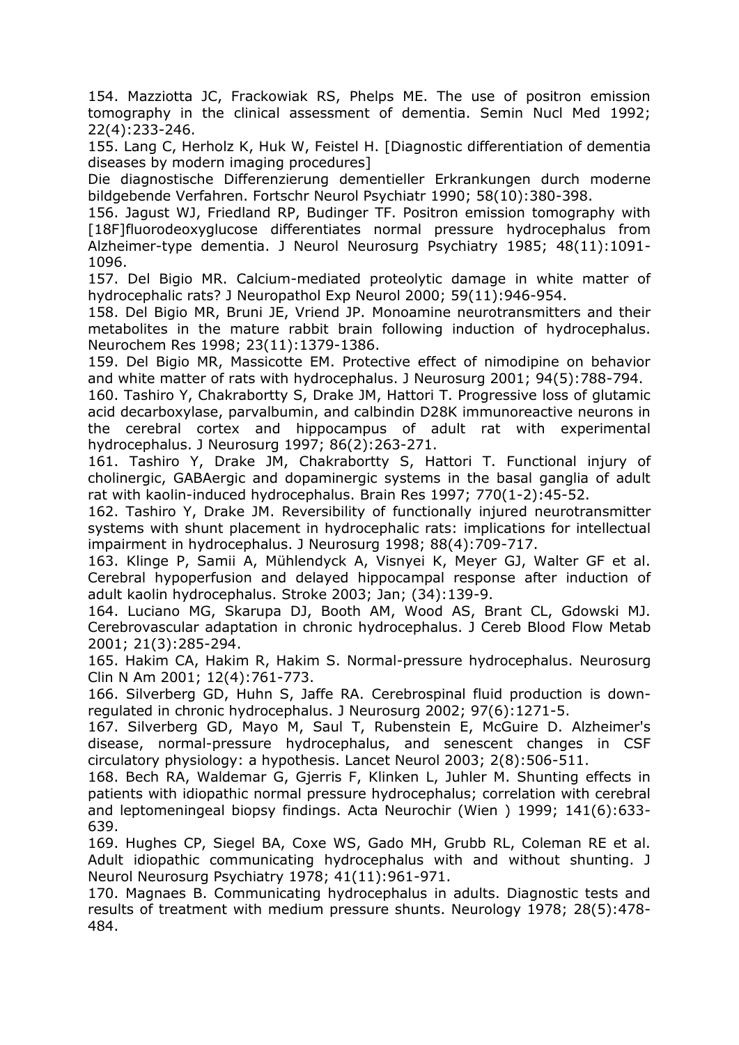154. Mazziotta JC, Frackowiak RS, Phelps ME. The use of positron emission tomography in the clinical assessment of dementia. Semin Nucl Med 1992; 22(4):233-246.

155. Lang C, Herholz K, Huk W, Feistel H. [Diagnostic differentiation of dementia diseases by modern imaging procedures]
Die diagnostische Differenzierung dementieller Erkrankungen durch moderne bildgebende Verfahren. Fortschr Neurol Psychiatr 1990; 58(10):380-398.

156. Jagust WJ, Friedland RP, Budinger TF. Positron emission tomography with [18F]fluorodeoxyglucose differentiates normal pressure hydrocephalus from Alzheimer-type dementia. J Neurol Neurosurg Psychiatry 1985; 48(11):1091-1096.

157. Del Bigio MR. Calcium-mediated proteolytic damage in white matter of hydrocephalic rats? J Neuropathol Exp Neurol 2000; 59(11):946-954.

158. Del Bigio MR, Bruni JE, Vriend JP. Monoamine neurotransmitters and their metabolites in the mature rabbit brain following induction of hydrocephalus. Neurochem Res 1998; 23(11):1379-1386.

159. Del Bigio MR, Massicotte EM. Protective effect of nimodipine on behavior and white matter of rats with hydrocephalus. J Neurosurg 2001; 94(5):788-794.

160. Tashiro Y, Chakrabortty S, Drake JM, Hattori T. Progressive loss of glutamic acid decarboxylase, parvalbumin, and calbindin D28K immunoreactive neurons in the cerebral cortex and hippocampus of adult rat with experimental hydrocephalus. J Neurosurg 1997; 86(2):263-271.

161. Tashiro Y, Drake JM, Chakrabortty S, Hattori T. Functional injury of cholinergic, GABAergic and dopaminergic systems in the basal ganglia of adult rat with kaolin-induced hydrocephalus. Brain Res 1997; 770(1-2):45-52.

162. Tashiro Y, Drake JM. Reversibility of functionally injured neurotransmitter systems with shunt placement in hydrocephalic rats: implications for intellectual impairment in hydrocephalus. J Neurosurg 1998; 88(4):709-717.

163. Klinge P, Samii A, Mühlendyck A, Visnyei K, Meyer GJ, Walter GF et al. Cerebral hypoperfusion and delayed hippocampal response after induction of adult kaolin hydrocephalus. Stroke 2003; Jan; (34):139-9.

164. Luciano MG, Skarupa DJ, Booth AM, Wood AS, Brant CL, Gdowski MJ. Cerebrovascular adaptation in chronic hydrocephalus. J Cereb Blood Flow Metab 2001; 21(3):285-294.

165. Hakim CA, Hakim R, Hakim S. Normal-pressure hydrocephalus. Neurosurg Clin N Am 2001; 12(4):761-773.

166. Silverberg GD, Huhn S, Jaffe RA. Cerebrospinal fluid production is down-regulated in chronic hydrocephalus. J Neurosurg 2002; 97(6):1271-5.

167. Silverberg GD, Mayo M, Saul T, Rubenstein E, McGuire D. Alzheimer's disease, normal-pressure hydrocephalus, and senescent changes in CSF circulatory physiology: a hypothesis. Lancet Neurol 2003; 2(8):506-511.

168. Bech RA, Waldemar G, Gjerris F, Klinken L, Juhler M. Shunting effects in patients with idiopathic normal pressure hydrocephalus; correlation with cerebral and leptomeningeal biopsy findings. Acta Neurochir (Wien ) 1999; 141(6):633-639.

169. Hughes CP, Siegel BA, Coxe WS, Gado MH, Grubb RL, Coleman RE et al. Adult idiopathic communicating hydrocephalus with and without shunting. J Neurol Neurosurg Psychiatry 1978; 41(11):961-971.

170. Magnaes B. Communicating hydrocephalus in adults. Diagnostic tests and results of treatment with medium pressure shunts. Neurology 1978; 28(5):478-484.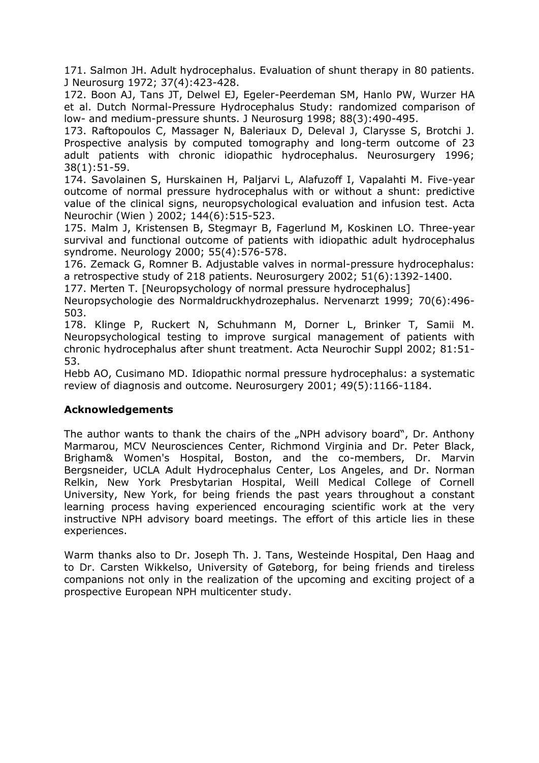171. Salmon JH. Adult hydrocephalus. Evaluation of shunt therapy in 80 patients. J Neurosurg 1972; 37(4):423-428.

172. Boon AJ, Tans JT, Delwel EJ, Egeler-Peerdeman SM, Hanlo PW, Wurzer HA et al. Dutch Normal-Pressure Hydrocephalus Study: randomized comparison of low- and medium-pressure shunts. J Neurosurg 1998; 88(3):490-495.

173. Raftopoulos C, Massager N, Baleriaux D, Deleval J, Clarysse S, Brotchi J. Prospective analysis by computed tomography and long-term outcome of 23 adult patients with chronic idiopathic hydrocephalus. Neurosurgery 1996; 38(1):51-59.

174. Savolainen S, Hurskainen H, Paljarvi L, Alafuzoff I, Vapalahti M. Five-year outcome of normal pressure hydrocephalus with or without a shunt: predictive value of the clinical signs, neuropsychological evaluation and infusion test. Acta Neurochir (Wien ) 2002; 144(6):515-523.

175. Malm J, Kristensen B, Stegmayr B, Fagerlund M, Koskinen LO. Three-year survival and functional outcome of patients with idiopathic adult hydrocephalus syndrome. Neurology 2000; 55(4):576-578.

176. Zemack G, Romner B. Adjustable valves in normal-pressure hydrocephalus: a retrospective study of 218 patients. Neurosurgery 2002; 51(6):1392-1400.

177. Merten T. [Neuropsychology of normal pressure hydrocephalus] Neuropsychologie des Normaldruckhydrozephalus. Nervenarzt 1999; 70(6):496-503.

178. Klinge P, Ruckert N, Schuhmann M, Dorner L, Brinker T, Samii M. Neuropsychological testing to improve surgical management of patients with chronic hydrocephalus after shunt treatment. Acta Neurochir Suppl 2002; 81:51-53.

Hebb AO, Cusimano MD. Idiopathic normal pressure hydrocephalus: a systematic review of diagnosis and outcome. Neurosurgery 2001; 49(5):1166-1184.

## Acknowledgements

The author wants to thank the chairs of the „NPH advisory board", Dr. Anthony Marmarou, MCV Neurosciences Center, Richmond Virginia and Dr. Peter Black, Brigham& Women's Hospital, Boston, and the co-members, Dr. Marvin Bergsneider, UCLA Adult Hydrocephalus Center, Los Angeles, and Dr. Norman Relkin, New York Presbytarian Hospital, Weill Medical College of Cornell University, New York, for being friends the past years throughout a constant learning process having experienced encouraging scientific work at the very instructive NPH advisory board meetings. The effort of this article lies in these experiences.

Warm thanks also to Dr. Joseph Th. J. Tans, Westeinde Hospital, Den Haag and to Dr. Carsten Wikkelso, University of Gøteborg, for being friends and tireless companions not only in the realization of the upcoming and exciting project of a prospective European NPH multicenter study.